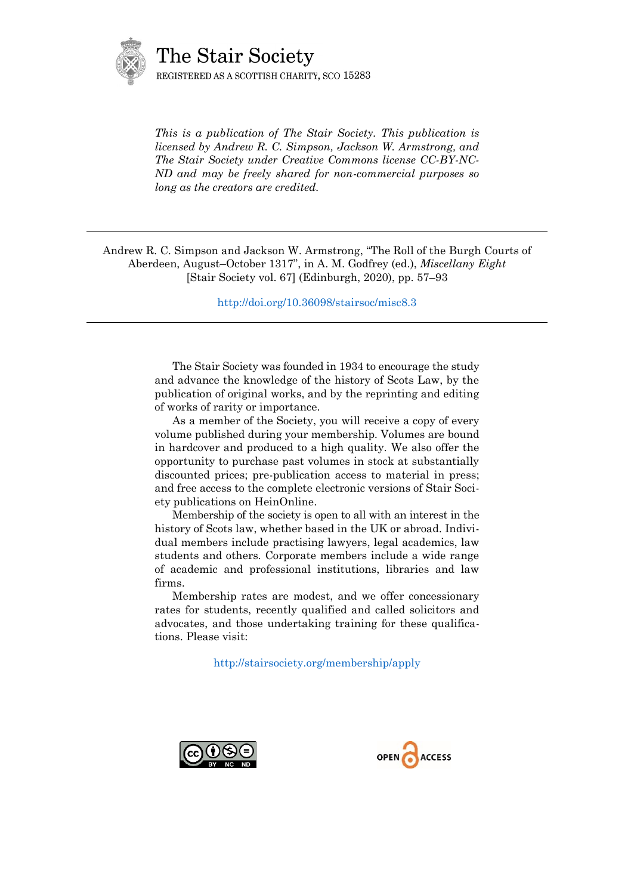# The Stair Society

REGISTERED AS A SCOTTISH CHARITY, SCO 15283

*This is a publication of The Stair Society. This publication is licensed by Andrew R. C. Simpson, Jackson W. Armstrong, and The Stair Society under Creative Commons license CC-BY-NC-ND and may be freely shared for non-commercial purposes so long as the creators are credited.*

---

Andrew R. C. Simpson and Jackson W. Armstrong, "The Roll of the Burgh Courts of Aberdeen, August–October 1317", in A. M. Godfrey (ed.), *Miscellany Eight* [Stair Society vol. 67] (Edinburgh, 2020), pp. 57–93

http://doi.org/10.36098/stairsoc/misc8.3

---

The Stair Society was founded in 1934 to encourage the study and advance the knowledge of the history of Scots Law, by the publication of original works, and by the reprinting and editing of works of rarity or importance.

As a member of the Society, you will receive a copy of every volume published during your membership. Volumes are bound in hardcover and produced to a high quality. We also offer the opportunity to purchase past volumes in stock at substantially discounted prices; pre-publication access to material in press; and free access to the complete electronic versions of Stair Society publications on HeinOnline.

Membership of the society is open to all with an interest in the history of Scots law, whether based in the UK or abroad. Individual members include practising lawyers, legal academics, law students and others. Corporate members include a wide range of academic and professional institutions, libraries and law firms.

Membership rates are modest, and we offer concessionary rates for students, recently qualified and called solicitors and advocates, and those undertaking training for these qualifications. Please visit:

http://stairsociety.org/membership/apply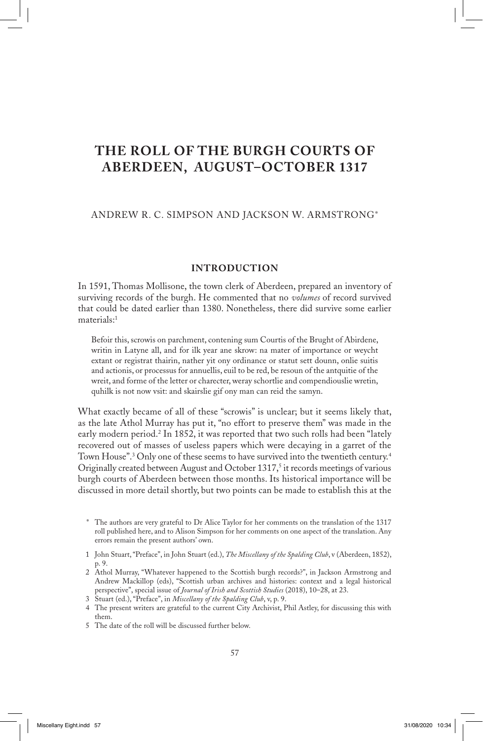# THE ROLL OF THE BURGH COURTS OF ABERDEEN, AUGUST–OCTOBER 1317

ANDREW R. C. SIMPSON AND JACKSON W. ARMSTRONG*

## INTRODUCTION

In 1591, Thomas Mollisone, the town clerk of Aberdeen, prepared an inventory of surviving records of the burgh. He commented that no *volumes* of record survived that could be dated earlier than 1380. Nonetheless, there did survive some earlier materials:[1]

> Befoir this, scrowis on parchment, contening sum Courtis of the Brught of Abirdene, writin in Latyne all, and for ilk year ane skrow: na mater of importance or weycht extant or registrat thairin, nather yit ony ordinance or statut sett dounn, onlie suitis and actionis, or processus for annuellis, euil to be red, be resoun of the antquitie of the wreit, and forme of the letter or charecter, weray schortlie and compendiouslie wretin, quhilk is not now vsit: and skairslie gif ony man can reid the samyn.

What exactly became of all of these "scrowis" is unclear; but it seems likely that, as the late Athol Murray has put it, "no effort to preserve them" was made in the early modern period.[2] In 1852, it was reported that two such rolls had been "lately recovered out of masses of useless papers which were decaying in a garret of the Town House".[3] Only one of these seems to have survived into the twentieth century.[4] Originally created between August and October 1317,[5] it records meetings of various burgh courts of Aberdeen between those months. Its historical importance will be discussed in more detail shortly, but two points can be made to establish this at the

\* The authors are very grateful to Dr Alice Taylor for her comments on the translation of the 1317 roll published here, and to Alison Simpson for her comments on one aspect of the translation. Any errors remain the present authors' own.

1 John Stuart, "Preface", in John Stuart (ed.), *The Miscellany of the Spalding Club*, v (Aberdeen, 1852), p. 9.

2 Athol Murray, "Whatever happened to the Scottish burgh records?", in Jackson Armstrong and Andrew Mackillop (eds), "Scottish urban archives and histories: context and a legal historical perspective", special issue of *Journal of Irish and Scottish Studies* (2018), 10–28, at 23.

3 Stuart (ed.), "Preface", in *Miscellany of the Spalding Club*, v, p. 9.

4 The present writers are grateful to the current City Archivist, Phil Astley, for discussing this with them.

5 The date of the roll will be discussed further below.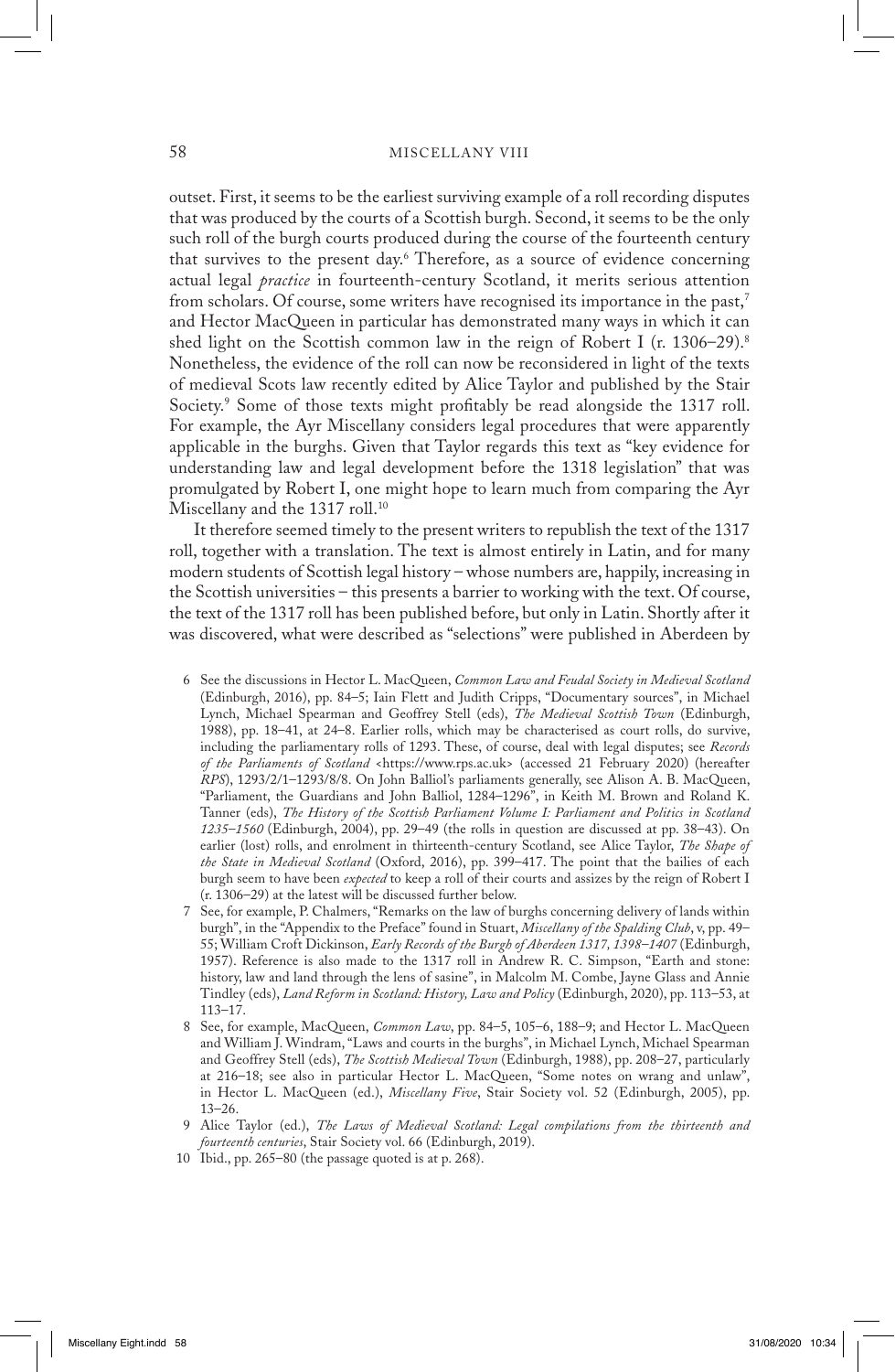outset. First, it seems to be the earliest surviving example of a roll recording disputes that was produced by the courts of a Scottish burgh. Second, it seems to be the only such roll of the burgh courts produced during the course of the fourteenth century that survives to the present day.[6] Therefore, as a source of evidence concerning actual legal *practice* in fourteenth-century Scotland, it merits serious attention from scholars. Of course, some writers have recognised its importance in the past,[7] and Hector MacQueen in particular has demonstrated many ways in which it can shed light on the Scottish common law in the reign of Robert I (r. 1306–29).[8] Nonetheless, the evidence of the roll can now be reconsidered in light of the texts of medieval Scots law recently edited by Alice Taylor and published by the Stair Society.[9] Some of those texts might profitably be read alongside the 1317 roll. For example, the Ayr Miscellany considers legal procedures that were apparently applicable in the burghs. Given that Taylor regards this text as "key evidence for understanding law and legal development before the 1318 legislation" that was promulgated by Robert I, one might hope to learn much from comparing the Ayr Miscellany and the 1317 roll.[10]

It therefore seemed timely to the present writers to republish the text of the 1317 roll, together with a translation. The text is almost entirely in Latin, and for many modern students of Scottish legal history – whose numbers are, happily, increasing in the Scottish universities – this presents a barrier to working with the text. Of course, the text of the 1317 roll has been published before, but only in Latin. Shortly after it was discovered, what were described as "selections" were published in Aberdeen by

6 See the discussions in Hector L. MacQueen, *Common Law and Feudal Society in Medieval Scotland* (Edinburgh, 2016), pp. 84–5; Iain Flett and Judith Cripps, "Documentary sources", in Michael Lynch, Michael Spearman and Geoffrey Stell (eds), *The Medieval Scottish Town* (Edinburgh, 1988), pp. 18–41, at 24–8. Earlier rolls, which may be characterised as court rolls, do survive, including the parliamentary rolls of 1293. These, of course, deal with legal disputes; see *Records of the Parliaments of Scotland* <https://www.rps.ac.uk> (accessed 21 February 2020) (hereafter *RPS*), 1293/2/1–1293/8/8. On John Balliol's parliaments generally, see Alison A. B. MacQueen, "Parliament, the Guardians and John Balliol, 1284–1296", in Keith M. Brown and Roland K. Tanner (eds), *The History of the Scottish Parliament Volume I: Parliament and Politics in Scotland 1235–1560* (Edinburgh, 2004), pp. 29–49 (the rolls in question are discussed at pp. 38–43). On earlier (lost) rolls, and enrolment in thirteenth-century Scotland, see Alice Taylor, *The Shape of the State in Medieval Scotland* (Oxford, 2016), pp. 399–417. The point that the bailies of each burgh seem to have been *expected* to keep a roll of their courts and assizes by the reign of Robert I (r. 1306–29) at the latest will be discussed further below.

7 See, for example, P. Chalmers, "Remarks on the law of burghs concerning delivery of lands within burgh", in the "Appendix to the Preface" found in Stuart, *Miscellany of the Spalding Club*, v, pp. 49–55; William Croft Dickinson, *Early Records of the Burgh of Aberdeen 1317, 1398–1407* (Edinburgh, 1957). Reference is also made to the 1317 roll in Andrew R. C. Simpson, "Earth and stone: history, law and land through the lens of sasine", in Malcolm M. Combe, Jayne Glass and Annie Tindley (eds), *Land Reform in Scotland: History, Law and Policy* (Edinburgh, 2020), pp. 113–53, at 113–17.

8 See, for example, MacQueen, *Common Law*, pp. 84–5, 105–6, 188–9; and Hector L. MacQueen and William J. Windram, "Laws and courts in the burghs", in Michael Lynch, Michael Spearman and Geoffrey Stell (eds), *The Scottish Medieval Town* (Edinburgh, 1988), pp. 208–27, particularly at 216–18; see also in particular Hector L. MacQueen, "Some notes on wrang and unlaw", in Hector L. MacQueen (ed.), *Miscellany Five*, Stair Society vol. 52 (Edinburgh, 2005), pp. 13–26.

9 Alice Taylor (ed.), *The Laws of Medieval Scotland: Legal compilations from the thirteenth and fourteenth centuries*, Stair Society vol. 66 (Edinburgh, 2019).

10 Ibid., pp. 265–80 (the passage quoted is at p. 268).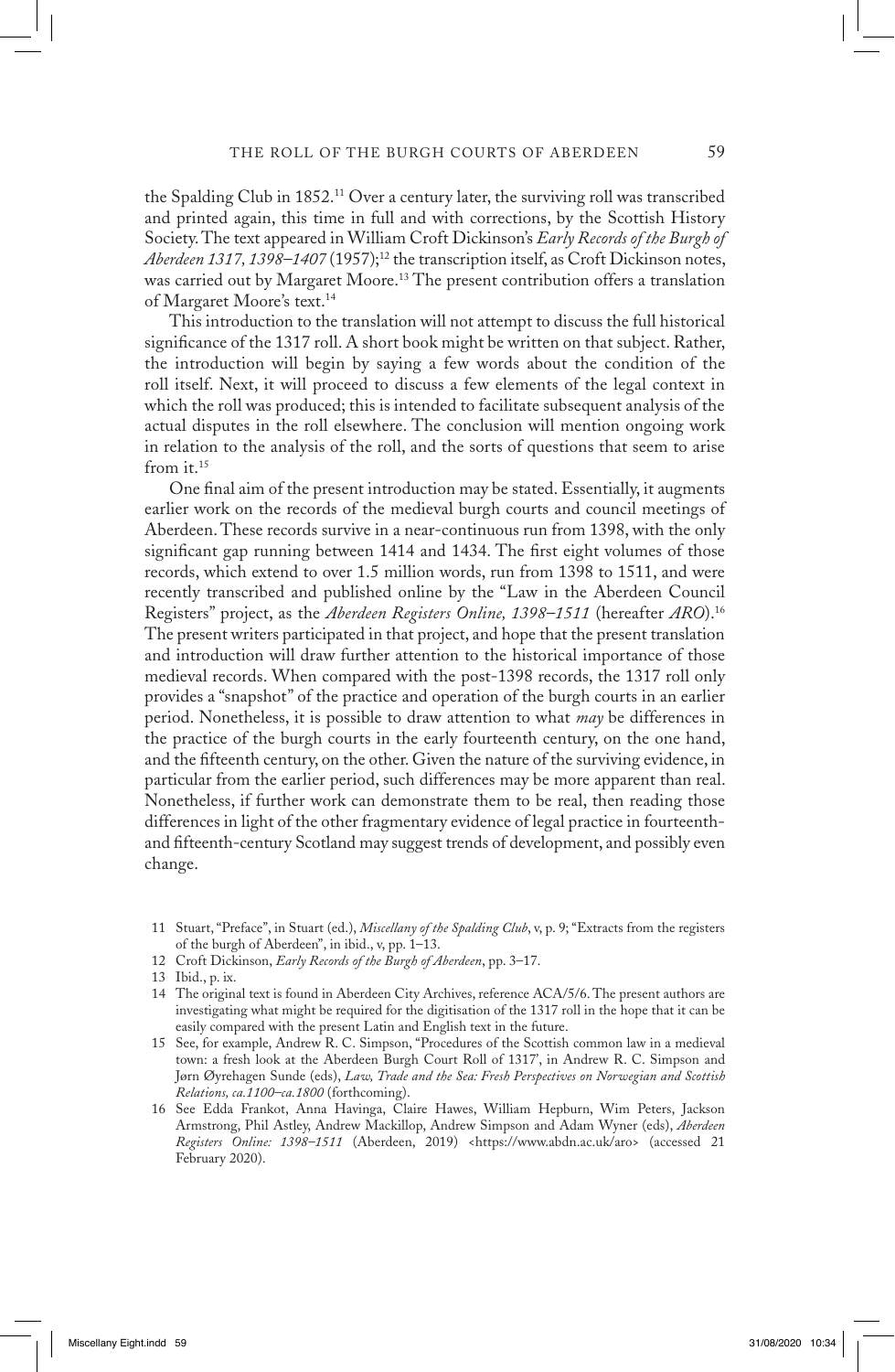the Spalding Club in 1852.[11] Over a century later, the surviving roll was transcribed and printed again, this time in full and with corrections, by the Scottish History Society. The text appeared in William Croft Dickinson's *Early Records of the Burgh of Aberdeen 1317, 1398–1407* (1957);[12] the transcription itself, as Croft Dickinson notes, was carried out by Margaret Moore.[13] The present contribution offers a translation of Margaret Moore's text.[14]

This introduction to the translation will not attempt to discuss the full historical significance of the 1317 roll. A short book might be written on that subject. Rather, the introduction will begin by saying a few words about the condition of the roll itself. Next, it will proceed to discuss a few elements of the legal context in which the roll was produced; this is intended to facilitate subsequent analysis of the actual disputes in the roll elsewhere. The conclusion will mention ongoing work in relation to the analysis of the roll, and the sorts of questions that seem to arise from it.[15]

One final aim of the present introduction may be stated. Essentially, it augments earlier work on the records of the medieval burgh courts and council meetings of Aberdeen. These records survive in a near-continuous run from 1398, with the only significant gap running between 1414 and 1434. The first eight volumes of those records, which extend to over 1.5 million words, run from 1398 to 1511, and were recently transcribed and published online by the "Law in the Aberdeen Council Registers" project, as the *Aberdeen Registers Online, 1398–1511* (hereafter *ARO*).[16] The present writers participated in that project, and hope that the present translation and introduction will draw further attention to the historical importance of those medieval records. When compared with the post-1398 records, the 1317 roll only provides a "snapshot" of the practice and operation of the burgh courts in an earlier period. Nonetheless, it is possible to draw attention to what *may* be differences in the practice of the burgh courts in the early fourteenth century, on the one hand, and the fifteenth century, on the other. Given the nature of the surviving evidence, in particular from the earlier period, such differences may be more apparent than real. Nonetheless, if further work can demonstrate them to be real, then reading those differences in light of the other fragmentary evidence of legal practice in fourteenth- and fifteenth-century Scotland may suggest trends of development, and possibly even change.

11 Stuart, "Preface", in Stuart (ed.), *Miscellany of the Spalding Club*, v, p. 9; "Extracts from the registers of the burgh of Aberdeen", in ibid., v, pp. 1–13.

12 Croft Dickinson, *Early Records of the Burgh of Aberdeen*, pp. 3–17.

13 Ibid., p. ix.

14 The original text is found in Aberdeen City Archives, reference ACA/5/6. The present authors are investigating what might be required for the digitisation of the 1317 roll in the hope that it can be easily compared with the present Latin and English text in the future.

15 See, for example, Andrew R. C. Simpson, "Procedures of the Scottish common law in a medieval town: a fresh look at the Aberdeen Burgh Court Roll of 1317", in Andrew R. C. Simpson and Jørn Øyrehagen Sunde (eds), *Law, Trade and the Sea: Fresh Perspectives on Norwegian and Scottish Relations, ca.1100–ca.1800* (forthcoming).

16 See Edda Frankot, Anna Havinga, Claire Hawes, William Hepburn, Wim Peters, Jackson Armstrong, Phil Astley, Andrew Mackillop, Andrew Simpson and Adam Wyner (eds), *Aberdeen Registers Online: 1398–1511* (Aberdeen, 2019) <https://www.abdn.ac.uk/aro> (accessed 21 February 2020).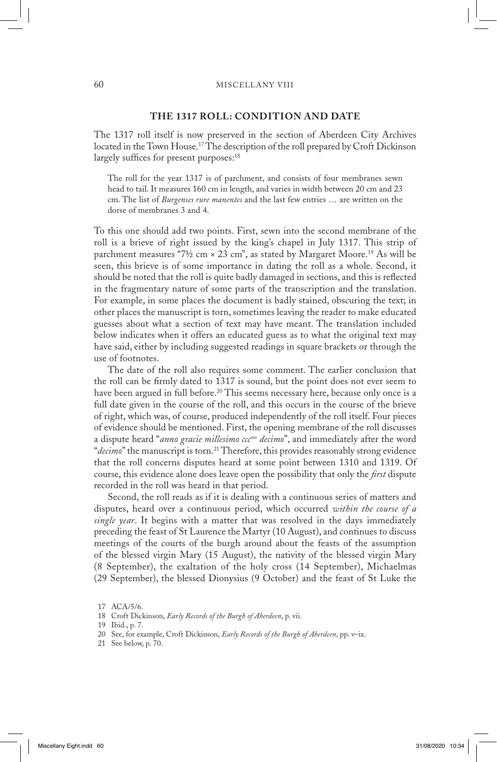## THE 1317 ROLL: CONDITION AND DATE

The 1317 roll itself is now preserved in the section of Aberdeen City Archives located in the Town House.[17] The description of the roll prepared by Croft Dickinson largely suffices for present purposes:[18]

> The roll for the year 1317 is of parchment, and consists of four membranes sewn head to tail. It measures 160 cm in length, and varies in width between 20 cm and 23 cm. The list of *Burgenses rure manentes* and the last few entries … are written on the dorse of membranes 3 and 4.

To this one should add two points. First, sewn into the second membrane of the roll is a brieve of right issued by the king's chapel in July 1317. This strip of parchment measures "7½ cm × 23 cm", as stated by Margaret Moore.[19] As will be seen, this brieve is of some importance in dating the roll as a whole. Second, it should be noted that the roll is quite badly damaged in sections, and this is reflected in the fragmentary nature of some parts of the transcription and the translation. For example, in some places the document is badly stained, obscuring the text; in other places the manuscript is torn, sometimes leaving the reader to make educated guesses about what a section of text may have meant. The translation included below indicates when it offers an educated guess as to what the original text may have said, either by including suggested readings in square brackets or through the use of footnotes.

The date of the roll also requires some comment. The earlier conclusion that the roll can be firmly dated to 1317 is sound, but the point does not ever seem to have been argued in full before.[20] This seems necessary here, because only once is a full date given in the course of the roll, and this occurs in the course of the brieve of right, which was, of course, produced independently of the roll itself. Four pieces of evidence should be mentioned. First, the opening membrane of the roll discusses a dispute heard "*anno gracie millesimo ccc*$^{mo}$ *decimo*", and immediately after the word "*decimo*" the manuscript is torn.[21] Therefore, this provides reasonably strong evidence that the roll concerns disputes heard at some point between 1310 and 1319. Of course, this evidence alone does leave open the possibility that only the *first* dispute recorded in the roll was heard in that period.

Second, the roll reads as if it is dealing with a continuous series of matters and disputes, heard over a continuous period, which occurred *within the course of a single year*. It begins with a matter that was resolved in the days immediately preceding the feast of St Laurence the Martyr (10 August), and continues to discuss meetings of the courts of the burgh around about the feasts of the assumption of the blessed virgin Mary (15 August), the nativity of the blessed virgin Mary (8 September), the exaltation of the holy cross (14 September), Michaelmas (29 September), the blessed Dionysius (9 October) and the feast of St Luke the

17 ACA/5/6.

18 Croft Dickinson, *Early Records of the Burgh of Aberdeen*, p. vii.

19 Ibid., p. 7.

20 See, for example, Croft Dickinson, *Early Records of the Burgh of Aberdeen*, pp. v–ix.

21 See below, p. 70.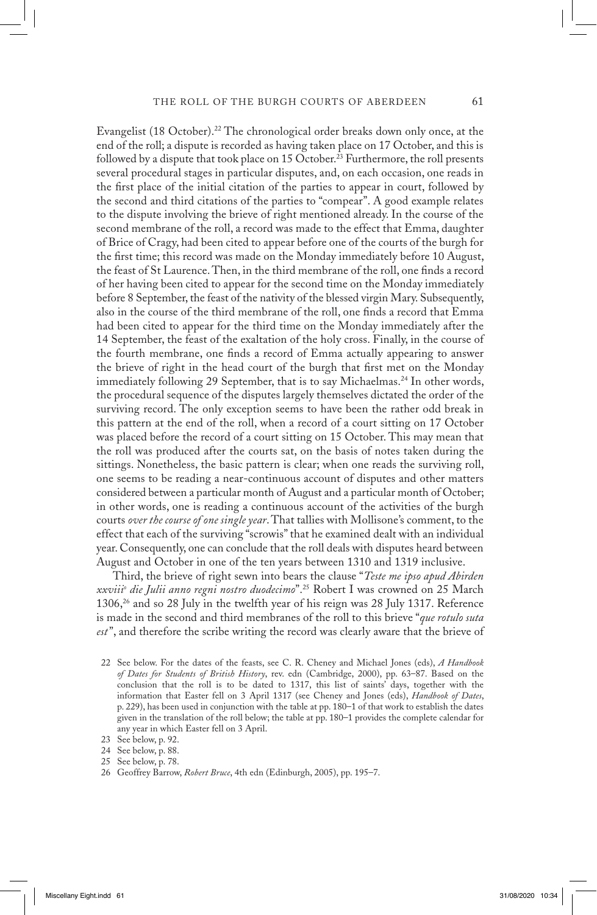Evangelist (18 October).[22] The chronological order breaks down only once, at the end of the roll; a dispute is recorded as having taken place on 17 October, and this is followed by a dispute that took place on 15 October.[23] Furthermore, the roll presents several procedural stages in particular disputes, and, on each occasion, one reads in the first place of the initial citation of the parties to appear in court, followed by the second and third citations of the parties to "compear". A good example relates to the dispute involving the brieve of right mentioned already. In the course of the second membrane of the roll, a record was made to the effect that Emma, daughter of Brice of Cragy, had been cited to appear before one of the courts of the burgh for the first time; this record was made on the Monday immediately before 10 August, the feast of St Laurence. Then, in the third membrane of the roll, one finds a record of her having been cited to appear for the second time on the Monday immediately before 8 September, the feast of the nativity of the blessed virgin Mary. Subsequently, also in the course of the third membrane of the roll, one finds a record that Emma had been cited to appear for the third time on the Monday immediately after the 14 September, the feast of the exaltation of the holy cross. Finally, in the course of the fourth membrane, one finds a record of Emma actually appearing to answer the brieve of right in the head court of the burgh that first met on the Monday immediately following 29 September, that is to say Michaelmas.[24] In other words, the procedural sequence of the disputes largely themselves dictated the order of the surviving record. The only exception seems to have been the rather odd break in this pattern at the end of the roll, when a record of a court sitting on 17 October was placed before the record of a court sitting on 15 October. This may mean that the roll was produced after the courts sat, on the basis of notes taken during the sittings. Nonetheless, the basic pattern is clear; when one reads the surviving roll, one seems to be reading a near-continuous account of disputes and other matters considered between a particular month of August and a particular month of October; in other words, one is reading a continuous account of the activities of the burgh courts *over the course of one single year*. That tallies with Mollisone's comment, to the effect that each of the surviving "scrowis" that he examined dealt with an individual year. Consequently, one can conclude that the roll deals with disputes heard between August and October in one of the ten years between 1310 and 1319 inclusive.

Third, the brieve of right sewn into bears the clause "*Teste me ipso apud Abirden xxviii*[o] *die Julii anno regni nostro duodecimo*".[25] Robert I was crowned on 25 March 1306,[26] and so 28 July in the twelfth year of his reign was 28 July 1317. Reference is made in the second and third membranes of the roll to this brieve "*que rotulo suta est*", and therefore the scribe writing the record was clearly aware that the brieve of

22 See below. For the dates of the feasts, see C. R. Cheney and Michael Jones (eds), *A Handbook of Dates for Students of British History*, rev. edn (Cambridge, 2000), pp. 63–87. Based on the conclusion that the roll is to be dated to 1317, this list of saints' days, together with the information that Easter fell on 3 April 1317 (see Cheney and Jones (eds), *Handbook of Dates*, p. 229), has been used in conjunction with the table at pp. 180–1 of that work to establish the dates given in the translation of the roll below; the table at pp. 180–1 provides the complete calendar for any year in which Easter fell on 3 April.

23 See below, p. 92.

24 See below, p. 88.

25 See below, p. 78.

26 Geoffrey Barrow, *Robert Bruce*, 4th edn (Edinburgh, 2005), pp. 195–7.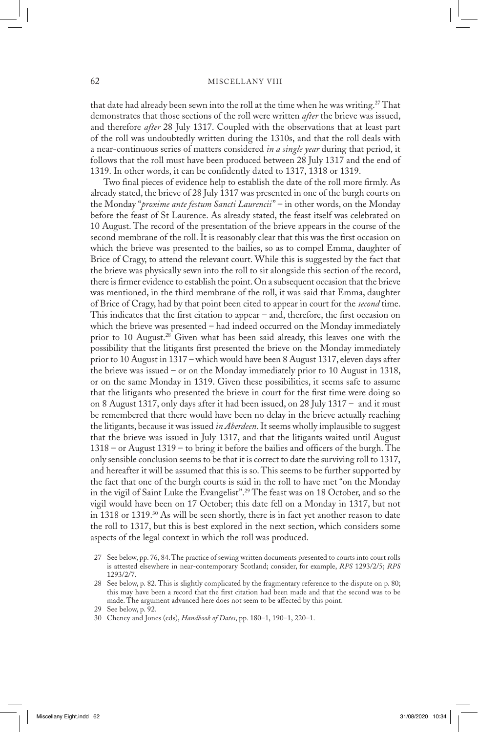that date had already been sewn into the roll at the time when he was writing.[27] That demonstrates that those sections of the roll were written *after* the brieve was issued, and therefore *after* 28 July 1317. Coupled with the observations that at least part of the roll was undoubtedly written during the 1310s, and that the roll deals with a near-continuous series of matters considered *in a single year* during that period, it follows that the roll must have been produced between 28 July 1317 and the end of 1319. In other words, it can be confidently dated to 1317, 1318 or 1319.

Two final pieces of evidence help to establish the date of the roll more firmly. As already stated, the brieve of 28 July 1317 was presented in one of the burgh courts on the Monday "*proxime ante festum Sancti Laurencii*" – in other words, on the Monday before the feast of St Laurence. As already stated, the feast itself was celebrated on 10 August. The record of the presentation of the brieve appears in the course of the second membrane of the roll. It is reasonably clear that this was the first occasion on which the brieve was presented to the bailies, so as to compel Emma, daughter of Brice of Cragy, to attend the relevant court. While this is suggested by the fact that the brieve was physically sewn into the roll to sit alongside this section of the record, there is firmer evidence to establish the point. On a subsequent occasion that the brieve was mentioned, in the third membrane of the roll, it was said that Emma, daughter of Brice of Cragy, had by that point been cited to appear in court for the *second* time. This indicates that the first citation to appear – and, therefore, the first occasion on which the brieve was presented – had indeed occurred on the Monday immediately prior to 10 August.[28] Given what has been said already, this leaves one with the possibility that the litigants first presented the brieve on the Monday immediately prior to 10 August in 1317 – which would have been 8 August 1317, eleven days after the brieve was issued – or on the Monday immediately prior to 10 August in 1318, or on the same Monday in 1319. Given these possibilities, it seems safe to assume that the litigants who presented the brieve in court for the first time were doing so on 8 August 1317, only days after it had been issued, on 28 July 1317 – and it must be remembered that there would have been no delay in the brieve actually reaching the litigants, because it was issued *in Aberdeen*. It seems wholly implausible to suggest that the brieve was issued in July 1317, and that the litigants waited until August 1318 – or August 1319 – to bring it before the bailies and officers of the burgh. The only sensible conclusion seems to be that it is correct to date the surviving roll to 1317, and hereafter it will be assumed that this is so. This seems to be further supported by the fact that one of the burgh courts is said in the roll to have met "on the Monday in the vigil of Saint Luke the Evangelist".[29] The feast was on 18 October, and so the vigil would have been on 17 October; this date fell on a Monday in 1317, but not in 1318 or 1319.[30] As will be seen shortly, there is in fact yet another reason to date the roll to 1317, but this is best explored in the next section, which considers some aspects of the legal context in which the roll was produced.

27 See below, pp. 76, 84. The practice of sewing written documents presented to courts into court rolls is attested elsewhere in near-contemporary Scotland; consider, for example, *RPS* 1293/2/5; *RPS* 1293/2/7.

28 See below, p. 82. This is slightly complicated by the fragmentary reference to the dispute on p. 80; this may have been a record that the first citation had been made and that the second was to be made. The argument advanced here does not seem to be affected by this point.

29 See below, p. 92.

30 Cheney and Jones (eds), *Handbook of Dates*, pp. 180–1, 190–1, 220–1.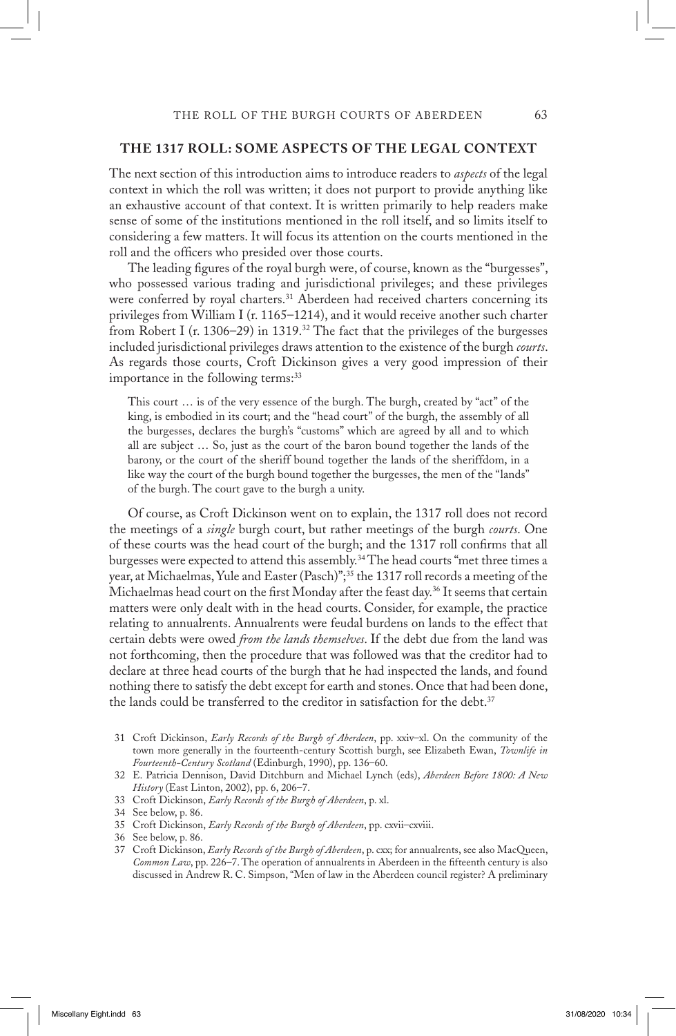## THE 1317 ROLL: SOME ASPECTS OF THE LEGAL CONTEXT

The next section of this introduction aims to introduce readers to *aspects* of the legal context in which the roll was written; it does not purport to provide anything like an exhaustive account of that context. It is written primarily to help readers make sense of some of the institutions mentioned in the roll itself, and so limits itself to considering a few matters. It will focus its attention on the courts mentioned in the roll and the officers who presided over those courts.

The leading figures of the royal burgh were, of course, known as the "burgesses", who possessed various trading and jurisdictional privileges; and these privileges were conferred by royal charters.[31] Aberdeen had received charters concerning its privileges from William I (r. 1165–1214), and it would receive another such charter from Robert I (r. 1306–29) in 1319.[32] The fact that the privileges of the burgesses included jurisdictional privileges draws attention to the existence of the burgh *courts*. As regards those courts, Croft Dickinson gives a very good impression of their importance in the following terms:[33]

> This court … is of the very essence of the burgh. The burgh, created by "act" of the king, is embodied in its court; and the "head court" of the burgh, the assembly of all the burgesses, declares the burgh's "customs" which are agreed by all and to which all are subject … So, just as the court of the baron bound together the lands of the barony, or the court of the sheriff bound together the lands of the sheriffdom, in a like way the court of the burgh bound together the burgesses, the men of the "lands" of the burgh. The court gave to the burgh a unity.

Of course, as Croft Dickinson went on to explain, the 1317 roll does not record the meetings of a *single* burgh court, but rather meetings of the burgh *courts*. One of these courts was the head court of the burgh; and the 1317 roll confirms that all burgesses were expected to attend this assembly.[34] The head courts "met three times a year, at Michaelmas, Yule and Easter (Pasch)";[35] the 1317 roll records a meeting of the Michaelmas head court on the first Monday after the feast day.[36] It seems that certain matters were only dealt with in the head courts. Consider, for example, the practice relating to annualrents. Annualrents were feudal burdens on lands to the effect that certain debts were owed *from the lands themselves*. If the debt due from the land was not forthcoming, then the procedure that was followed was that the creditor had to declare at three head courts of the burgh that he had inspected the lands, and found nothing there to satisfy the debt except for earth and stones. Once that had been done, the lands could be transferred to the creditor in satisfaction for the debt.[37]

31 Croft Dickinson, *Early Records of the Burgh of Aberdeen*, pp. xxiv–xl. On the community of the town more generally in the fourteenth-century Scottish burgh, see Elizabeth Ewan, *Townlife in Fourteenth-Century Scotland* (Edinburgh, 1990), pp. 136–60.

32 E. Patricia Dennison, David Ditchburn and Michael Lynch (eds), *Aberdeen Before 1800: A New History* (East Linton, 2002), pp. 6, 206–7.

33 Croft Dickinson, *Early Records of the Burgh of Aberdeen*, p. xl.

34 See below, p. 86.

35 Croft Dickinson, *Early Records of the Burgh of Aberdeen*, pp. cxvii–cxviii.

36 See below, p. 86.

37 Croft Dickinson, *Early Records of the Burgh of Aberdeen*, p. cxx; for annualrents, see also MacQueen, *Common Law*, pp. 226–7. The operation of annualrents in Aberdeen in the fifteenth century is also discussed in Andrew R. C. Simpson, "Men of law in the Aberdeen council register? A preliminary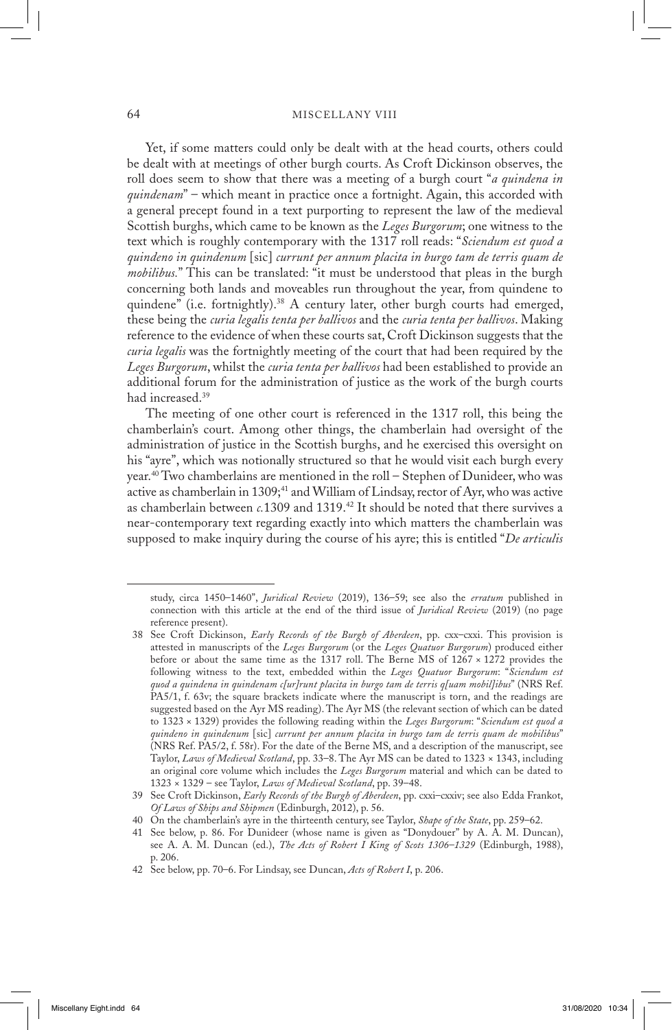Yet, if some matters could only be dealt with at the head courts, others could be dealt with at meetings of other burgh courts. As Croft Dickinson observes, the roll does seem to show that there was a meeting of a burgh court "*a quindena in quindenam*" – which meant in practice once a fortnight. Again, this accorded with a general precept found in a text purporting to represent the law of the medieval Scottish burghs, which came to be known as the *Leges Burgorum*; one witness to the text which is roughly contemporary with the 1317 roll reads: "*Sciendum est quod a quindeno in quindenum* [sic] *currunt per annum placita in burgo tam de terris quam de mobilibus.*" This can be translated: "it must be understood that pleas in the burgh concerning both lands and moveables run throughout the year, from quindene to quindene" (i.e. fortnightly).[38] A century later, other burgh courts had emerged, these being the *curia legalis tenta per ballivos* and the *curia tenta per ballivos*. Making reference to the evidence of when these courts sat, Croft Dickinson suggests that the *curia legalis* was the fortnightly meeting of the court that had been required by the *Leges Burgorum*, whilst the *curia tenta per ballivos* had been established to provide an additional forum for the administration of justice as the work of the burgh courts had increased.[39]

The meeting of one other court is referenced in the 1317 roll, this being the chamberlain's court. Among other things, the chamberlain had oversight of the administration of justice in the Scottish burghs, and he exercised this oversight on his "ayre", which was notionally structured so that he would visit each burgh every year.[40] Two chamberlains are mentioned in the roll – Stephen of Dunideer, who was active as chamberlain in 1309;[41] and William of Lindsay, rector of Ayr, who was active as chamberlain between *c.*1309 and 1319.[42] It should be noted that there survives a near-contemporary text regarding exactly into which matters the chamberlain was supposed to make inquiry during the course of his ayre; this is entitled "*De articulis*

---

study, circa 1450–1460", *Juridical Review* (2019), 136–59; see also the *erratum* published in connection with this article at the end of the third issue of *Juridical Review* (2019) (no page reference present).

38 See Croft Dickinson, *Early Records of the Burgh of Aberdeen*, pp. cxx–cxxi. This provision is attested in manuscripts of the *Leges Burgorum* (or the *Leges Quatuor Burgorum*) produced either before or about the same time as the 1317 roll. The Berne MS of 1267 × 1272 provides the following witness to the text, embedded within the *Leges Quatuor Burgorum*: "*Sciendum est quod a quindena in quindenam c[ur]runt placita in burgo tam de terris q[uam mobil]ibus*" (NRS Ref. PA5/1, f. 63v; the square brackets indicate where the manuscript is torn, and the readings are suggested based on the Ayr MS reading). The Ayr MS (the relevant section of which can be dated to 1323 × 1329) provides the following reading within the *Leges Burgorum*: "*Sciendum est quod a quindeno in quindenum* [sic] *currunt per annum placita in burgo tam de terris quam de mobilibus*" (NRS Ref. PA5/2, f. 58r). For the date of the Berne MS, and a description of the manuscript, see Taylor, *Laws of Medieval Scotland*, pp. 33–8. The Ayr MS can be dated to 1323 × 1343, including an original core volume which includes the *Leges Burgorum* material and which can be dated to 1323 × 1329 – see Taylor, *Laws of Medieval Scotland*, pp. 39–48.

39 See Croft Dickinson, *Early Records of the Burgh of Aberdeen*, pp. cxxi–cxxiv; see also Edda Frankot, *Of Laws of Ships and Shipmen* (Edinburgh, 2012), p. 56.

40 On the chamberlain's ayre in the thirteenth century, see Taylor, *Shape of the State*, pp. 259–62.

41 See below, p. 86. For Dunideer (whose name is given as "Donydouer" by A. A. M. Duncan), see A. A. M. Duncan (ed.), *The Acts of Robert I King of Scots 1306–1329* (Edinburgh, 1988), p. 206.

42 See below, pp. 70–6. For Lindsay, see Duncan, *Acts of Robert I*, p. 206.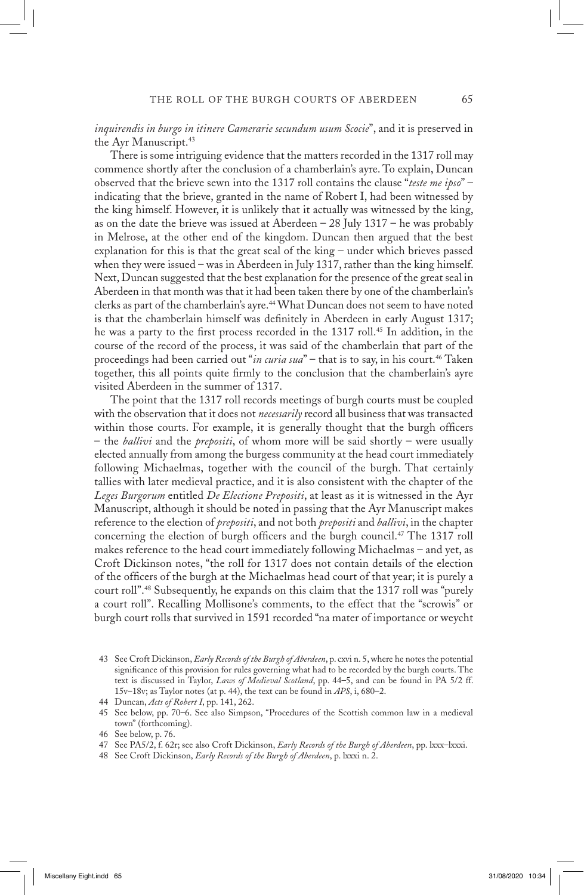*inquirendis in burgo in itinere Camerarie secundum usum Scocie*", and it is preserved in the Ayr Manuscript.[43]

There is some intriguing evidence that the matters recorded in the 1317 roll may commence shortly after the conclusion of a chamberlain's ayre. To explain, Duncan observed that the brieve sewn into the 1317 roll contains the clause "*teste me ipso*" – indicating that the brieve, granted in the name of Robert I, had been witnessed by the king himself. However, it is unlikely that it actually was witnessed by the king, as on the date the brieve was issued at Aberdeen – 28 July 1317 – he was probably in Melrose, at the other end of the kingdom. Duncan then argued that the best explanation for this is that the great seal of the king – under which brieves passed when they were issued – was in Aberdeen in July 1317, rather than the king himself. Next, Duncan suggested that the best explanation for the presence of the great seal in Aberdeen in that month was that it had been taken there by one of the chamberlain's clerks as part of the chamberlain's ayre.[44] What Duncan does not seem to have noted is that the chamberlain himself was definitely in Aberdeen in early August 1317; he was a party to the first process recorded in the 1317 roll.[45] In addition, in the course of the record of the process, it was said of the chamberlain that part of the proceedings had been carried out "*in curia sua*" – that is to say, in his court.[46] Taken together, this all points quite firmly to the conclusion that the chamberlain's ayre visited Aberdeen in the summer of 1317.

The point that the 1317 roll records meetings of burgh courts must be coupled with the observation that it does not *necessarily* record all business that was transacted within those courts. For example, it is generally thought that the burgh officers – the *ballivi* and the *prepositi*, of whom more will be said shortly – were usually elected annually from among the burgess community at the head court immediately following Michaelmas, together with the council of the burgh. That certainly tallies with later medieval practice, and it is also consistent with the chapter of the *Leges Burgorum* entitled *De Electione Prepositi*, at least as it is witnessed in the Ayr Manuscript, although it should be noted in passing that the Ayr Manuscript makes reference to the election of *prepositi*, and not both *prepositi* and *ballivi*, in the chapter concerning the election of burgh officers and the burgh council.[47] The 1317 roll makes reference to the head court immediately following Michaelmas – and yet, as Croft Dickinson notes, "the roll for 1317 does not contain details of the election of the officers of the burgh at the Michaelmas head court of that year; it is purely a court roll".[48] Subsequently, he expands on this claim that the 1317 roll was "purely a court roll". Recalling Mollisone's comments, to the effect that the "scrowis" or burgh court rolls that survived in 1591 recorded "na mater of importance or weycht

43 See Croft Dickinson, *Early Records of the Burgh of Aberdeen*, p. cxvi n. 5, where he notes the potential significance of this provision for rules governing what had to be recorded by the burgh courts. The text is discussed in Taylor, *Laws of Medieval Scotland*, pp. 44–5, and can be found in PA 5/2 ff. 15v–18v; as Taylor notes (at p. 44), the text can be found in *APS*, i, 680–2.

44 Duncan, *Acts of Robert I*, pp. 141, 262.

45 See below, pp. 70–6. See also Simpson, "Procedures of the Scottish common law in a medieval town" (forthcoming).

46 See below, p. 76.

47 See PA5/2, f. 62r; see also Croft Dickinson, *Early Records of the Burgh of Aberdeen*, pp. lxxx–lxxxi.

48 See Croft Dickinson, *Early Records of the Burgh of Aberdeen*, p. lxxxi n. 2.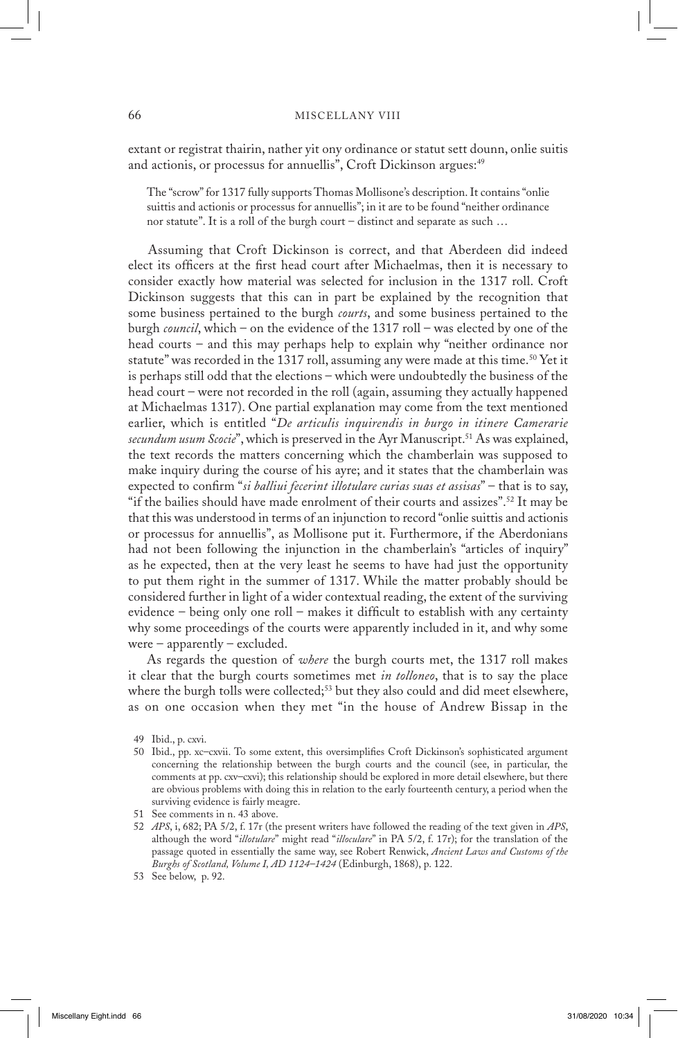extant or registrat thairin, nather yit ony ordinance or statut sett dounn, onlie suitis and actionis, or processus for annuellis", Croft Dickinson argues:[49]

> The "scrow" for 1317 fully supports Thomas Mollisone's description. It contains "onlie suittis and actionis or processus for annuellis"; in it are to be found "neither ordinance nor statute". It is a roll of the burgh court – distinct and separate as such …

Assuming that Croft Dickinson is correct, and that Aberdeen did indeed elect its officers at the first head court after Michaelmas, then it is necessary to consider exactly how material was selected for inclusion in the 1317 roll. Croft Dickinson suggests that this can in part be explained by the recognition that some business pertained to the burgh *courts*, and some business pertained to the burgh *council*, which – on the evidence of the 1317 roll – was elected by one of the head courts – and this may perhaps help to explain why "neither ordinance nor statute" was recorded in the 1317 roll, assuming any were made at this time.[50] Yet it is perhaps still odd that the elections – which were undoubtedly the business of the head court – were not recorded in the roll (again, assuming they actually happened at Michaelmas 1317). One partial explanation may come from the text mentioned earlier, which is entitled "*De articulis inquirendis in burgo in itinere Camerarie secundum usum Scocie*", which is preserved in the Ayr Manuscript.[51] As was explained, the text records the matters concerning which the chamberlain was supposed to make inquiry during the course of his ayre; and it states that the chamberlain was expected to confirm "*si balliui fecerint illotulare curias suas et assisas*" – that is to say, "if the bailies should have made enrolment of their courts and assizes".[52] It may be that this was understood in terms of an injunction to record "onlie suittis and actionis or processus for annuellis", as Mollisone put it. Furthermore, if the Aberdonians had not been following the injunction in the chamberlain's "articles of inquiry" as he expected, then at the very least he seems to have had just the opportunity to put them right in the summer of 1317. While the matter probably should be considered further in light of a wider contextual reading, the extent of the surviving evidence – being only one roll – makes it difficult to establish with any certainty why some proceedings of the courts were apparently included in it, and why some were – apparently – excluded.

As regards the question of *where* the burgh courts met, the 1317 roll makes it clear that the burgh courts sometimes met *in tolloneo*, that is to say the place where the burgh tolls were collected;[53] but they also could and did meet elsewhere, as on one occasion when they met "in the house of Andrew Bissap in the

---

49 Ibid., p. cxvi.

50 Ibid., pp. xc–cxvii. To some extent, this oversimplifies Croft Dickinson's sophisticated argument concerning the relationship between the burgh courts and the council (see, in particular, the comments at pp. cxv–cxvi); this relationship should be explored in more detail elsewhere, but there are obvious problems with doing this in relation to the early fourteenth century, a period when the surviving evidence is fairly meagre.

51 See comments in n. 43 above.

52 *APS*, i, 682; PA 5/2, f. 17r (the present writers have followed the reading of the text given in *APS*, although the word "*illotulare*" might read "*illoculare*" in PA 5/2, f. 17r); for the translation of the passage quoted in essentially the same way, see Robert Renwick, *Ancient Laws and Customs of the Burghs of Scotland, Volume I, AD 1124–1424* (Edinburgh, 1868), p. 122.

53 See below, p. 92.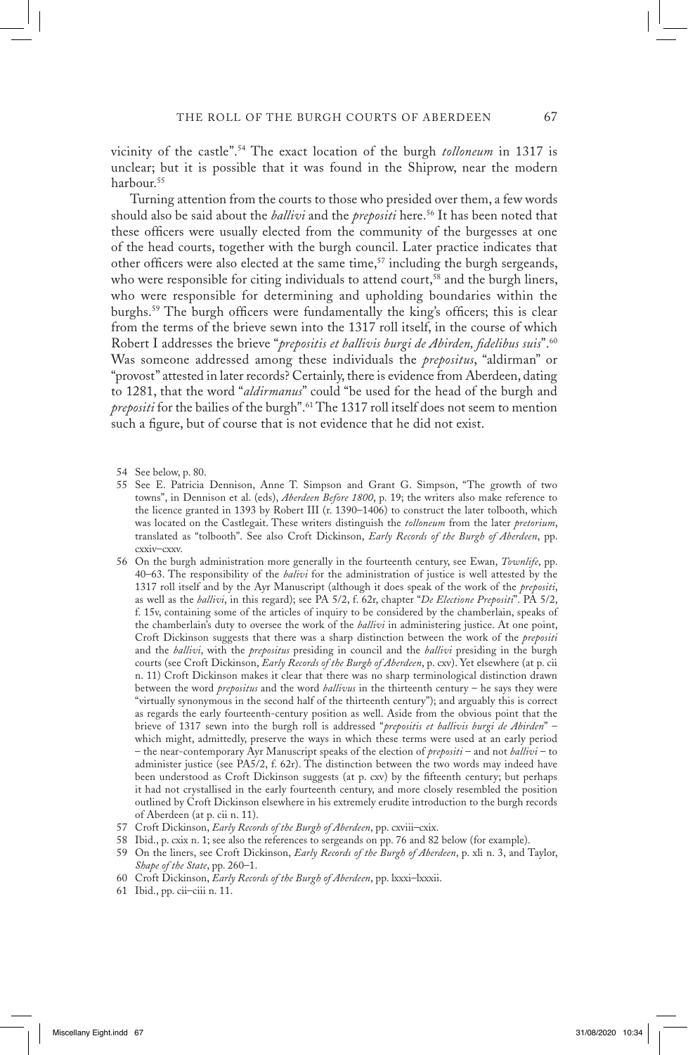vicinity of the castle".[54] The exact location of the burgh *tolloneum* in 1317 is unclear; but it is possible that it was found in the Shiprow, near the modern harbour.[55]

Turning attention from the courts to those who presided over them, a few words should also be said about the *ballivi* and the *prepositi* here.[56] It has been noted that these officers were usually elected from the community of the burgesses at one of the head courts, together with the burgh council. Later practice indicates that other officers were also elected at the same time,[57] including the burgh sergeands, who were responsible for citing individuals to attend court,[58] and the burgh liners, who were responsible for determining and upholding boundaries within the burghs.[59] The burgh officers were fundamentally the king's officers; this is clear from the terms of the brieve sewn into the 1317 roll itself, in the course of which Robert I addresses the brieve "*prepositis et ballivis burgi de Abirden, fidelibus suis*".[60] Was someone addressed among these individuals the *prepositus*, "aldirman" or "provost" attested in later records? Certainly, there is evidence from Aberdeen, dating to 1281, that the word "*aldirmanus*" could "be used for the head of the burgh and *prepositi* for the bailies of the burgh".[61] The 1317 roll itself does not seem to mention such a figure, but of course that is not evidence that he did not exist.

54 See below, p. 80.

55 See E. Patricia Dennison, Anne T. Simpson and Grant G. Simpson, "The growth of two towns", in Dennison et al. (eds), *Aberdeen Before 1800*, p. 19; the writers also make reference to the licence granted in 1393 by Robert III (r. 1390–1406) to construct the later tolbooth, which was located on the Castlegait. These writers distinguish the *tolloneum* from the later *pretorium*, translated as "tolbooth". See also Croft Dickinson, *Early Records of the Burgh of Aberdeen*, pp. cxxiv–cxxv.

56 On the burgh administration more generally in the fourteenth century, see Ewan, *Townlife*, pp. 40–63. The responsibility of the *balivi* for the administration of justice is well attested by the 1317 roll itself and by the Ayr Manuscript (although it does speak of the work of the *prepositi*, as well as the *ballivi*, in this regard); see PA 5/2, f. 62r, chapter "*De Electione Prepositi*". PA 5/2, f. 15v, containing some of the articles of inquiry to be considered by the chamberlain, speaks of the chamberlain's duty to oversee the work of the *ballivi* in administering justice. At one point, Croft Dickinson suggests that there was a sharp distinction between the work of the *prepositi* and the *ballivi*, with the *prepositus* presiding in council and the *ballivi* presiding in the burgh courts (see Croft Dickinson, *Early Records of the Burgh of Aberdeen*, p. cxv). Yet elsewhere (at p. cii n. 11) Croft Dickinson makes it clear that there was no sharp terminological distinction drawn between the word *prepositus* and the word *ballivus* in the thirteenth century – he says they were "virtually synonymous in the second half of the thirteenth century"); and arguably this is correct as regards the early fourteenth-century position as well. Aside from the obvious point that the brieve of 1317 sewn into the burgh roll is addressed "*prepositis et ballivis burgi de Abirden*" – which might, admittedly, preserve the ways in which these terms were used at an early period – the near-contemporary Ayr Manuscript speaks of the election of *prepositi* – and not *ballivi* – to administer justice (see PA5/2, f. 62r). The distinction between the two words may indeed have been understood as Croft Dickinson suggests (at p. cxv) by the fifteenth century; but perhaps it had not crystallised in the early fourteenth century, and more closely resembled the position outlined by Croft Dickinson elsewhere in his extremely erudite introduction to the burgh records of Aberdeen (at p. cii n. 11).

57 Croft Dickinson, *Early Records of the Burgh of Aberdeen*, pp. cxviii–cxix.

58 Ibid., p. cxix n. 1; see also the references to sergeands on pp. 76 and 82 below (for example).

59 On the liners, see Croft Dickinson, *Early Records of the Burgh of Aberdeen*, p. xli n. 3, and Taylor, *Shape of the State*, pp. 260–1.

60 Croft Dickinson, *Early Records of the Burgh of Aberdeen*, pp. lxxxi–lxxxii.

61 Ibid., pp. cii–ciii n. 11.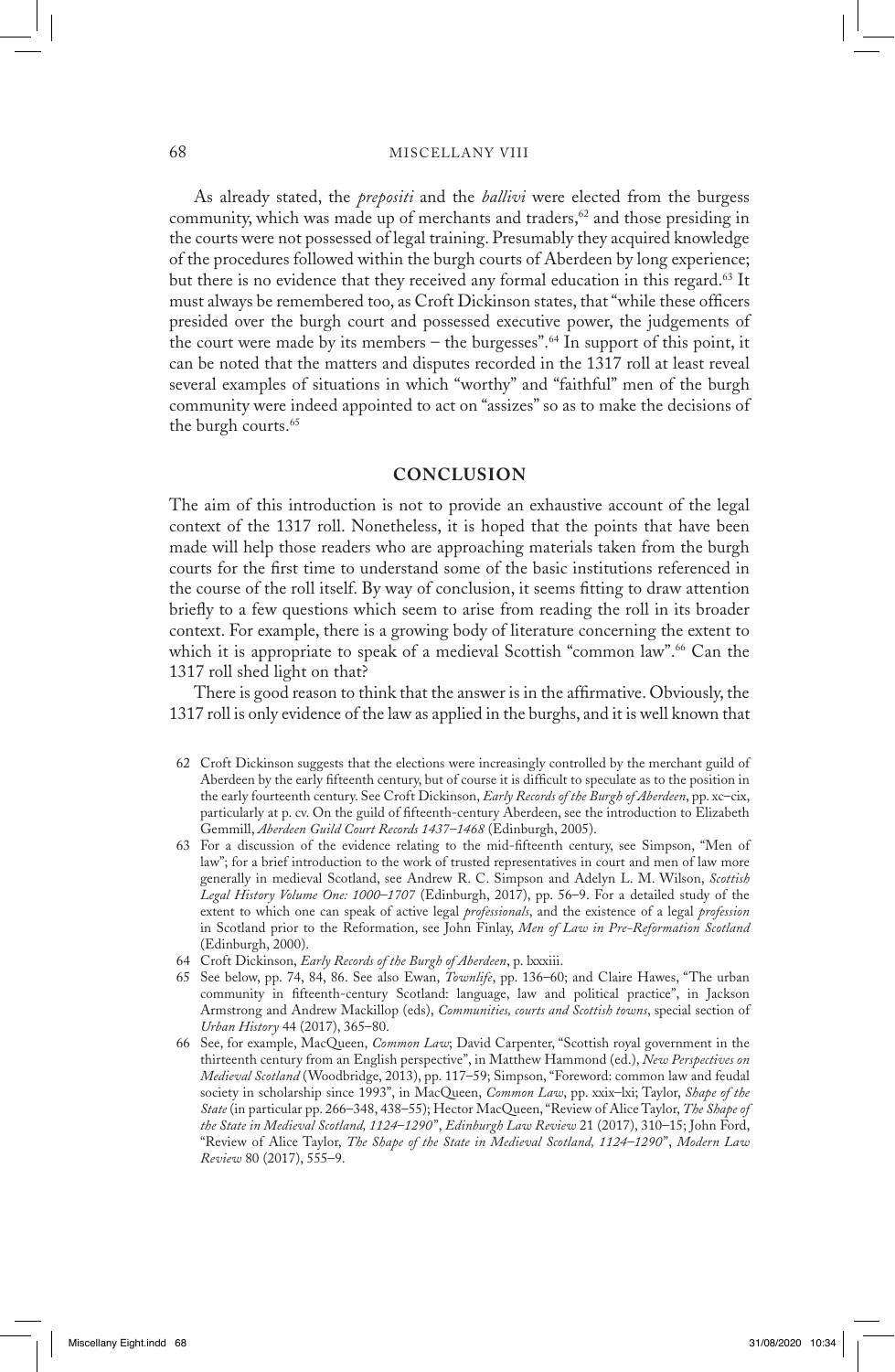As already stated, the *prepositi* and the *ballivi* were elected from the burgess community, which was made up of merchants and traders,[62] and those presiding in the courts were not possessed of legal training. Presumably they acquired knowledge of the procedures followed within the burgh courts of Aberdeen by long experience; but there is no evidence that they received any formal education in this regard.[63] It must always be remembered too, as Croft Dickinson states, that "while these officers presided over the burgh court and possessed executive power, the judgements of the court were made by its members – the burgesses".[64] In support of this point, it can be noted that the matters and disputes recorded in the 1317 roll at least reveal several examples of situations in which "worthy" and "faithful" men of the burgh community were indeed appointed to act on "assizes" so as to make the decisions of the burgh courts.[65]

## CONCLUSION

The aim of this introduction is not to provide an exhaustive account of the legal context of the 1317 roll. Nonetheless, it is hoped that the points that have been made will help those readers who are approaching materials taken from the burgh courts for the first time to understand some of the basic institutions referenced in the course of the roll itself. By way of conclusion, it seems fitting to draw attention briefly to a few questions which seem to arise from reading the roll in its broader context. For example, there is a growing body of literature concerning the extent to which it is appropriate to speak of a medieval Scottish "common law".[66] Can the 1317 roll shed light on that?

There is good reason to think that the answer is in the affirmative. Obviously, the 1317 roll is only evidence of the law as applied in the burghs, and it is well known that

62 Croft Dickinson suggests that the elections were increasingly controlled by the merchant guild of Aberdeen by the early fifteenth century, but of course it is difficult to speculate as to the position in the early fourteenth century. See Croft Dickinson, *Early Records of the Burgh of Aberdeen*, pp. xc–cix, particularly at p. cv. On the guild of fifteenth-century Aberdeen, see the introduction to Elizabeth Gemmill, *Aberdeen Guild Court Records 1437–1468* (Edinburgh, 2005).

63 For a discussion of the evidence relating to the mid-fifteenth century, see Simpson, "Men of law"; for a brief introduction to the work of trusted representatives in court and men of law more generally in medieval Scotland, see Andrew R. C. Simpson and Adelyn L. M. Wilson, *Scottish Legal History Volume One: 1000–1707* (Edinburgh, 2017), pp. 56–9. For a detailed study of the extent to which one can speak of active legal *professionals*, and the existence of a legal *profession* in Scotland prior to the Reformation, see John Finlay, *Men of Law in Pre-Reformation Scotland* (Edinburgh, 2000).

64 Croft Dickinson, *Early Records of the Burgh of Aberdeen*, p. lxxxiii.

65 See below, pp. 74, 84, 86. See also Ewan, *Townlife*, pp. 136–60; and Claire Hawes, "The urban community in fifteenth-century Scotland: language, law and political practice", in Jackson Armstrong and Andrew Mackillop (eds), *Communities, courts and Scottish towns*, special section of *Urban History* 44 (2017), 365–80.

66 See, for example, MacQueen, *Common Law*; David Carpenter, "Scottish royal government in the thirteenth century from an English perspective", in Matthew Hammond (ed.), *New Perspectives on Medieval Scotland* (Woodbridge, 2013), pp. 117–59; Simpson, "Foreword: common law and feudal society in scholarship since 1993", in MacQueen, *Common Law*, pp. xxix–lxi; Taylor, *Shape of the State* (in particular pp. 266–348, 438–55); Hector MacQueen, "Review of Alice Taylor, *The Shape of the State in Medieval Scotland, 1124–1290*", *Edinburgh Law Review* 21 (2017), 310–15; John Ford, "Review of Alice Taylor, *The Shape of the State in Medieval Scotland, 1124–1290*", *Modern Law Review* 80 (2017), 555–9.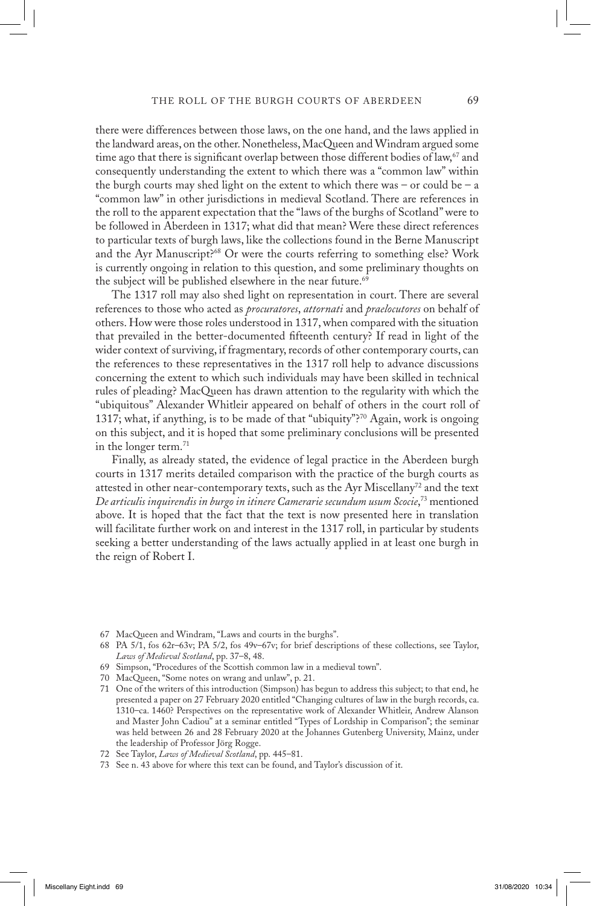there were differences between those laws, on the one hand, and the laws applied in the landward areas, on the other. Nonetheless, MacQueen and Windram argued some time ago that there is significant overlap between those different bodies of law,[67] and consequently understanding the extent to which there was a "common law" within the burgh courts may shed light on the extent to which there was – or could be – a "common law" in other jurisdictions in medieval Scotland. There are references in the roll to the apparent expectation that the "laws of the burghs of Scotland" were to be followed in Aberdeen in 1317; what did that mean? Were these direct references to particular texts of burgh laws, like the collections found in the Berne Manuscript and the Ayr Manuscript?[68] Or were the courts referring to something else? Work is currently ongoing in relation to this question, and some preliminary thoughts on the subject will be published elsewhere in the near future.[69]

The 1317 roll may also shed light on representation in court. There are several references to those who acted as *procuratores*, *attornati* and *praelocutores* on behalf of others. How were those roles understood in 1317, when compared with the situation that prevailed in the better-documented fifteenth century? If read in light of the wider context of surviving, if fragmentary, records of other contemporary courts, can the references to these representatives in the 1317 roll help to advance discussions concerning the extent to which such individuals may have been skilled in technical rules of pleading? MacQueen has drawn attention to the regularity with which the "ubiquitous" Alexander Whitleir appeared on behalf of others in the court roll of 1317; what, if anything, is to be made of that "ubiquity"?[70] Again, work is ongoing on this subject, and it is hoped that some preliminary conclusions will be presented in the longer term.[71]

Finally, as already stated, the evidence of legal practice in the Aberdeen burgh courts in 1317 merits detailed comparison with the practice of the burgh courts as attested in other near-contemporary texts, such as the Ayr Miscellany[72] and the text *De articulis inquirendis in burgo in itinere Camerarie secundum usum Scocie*,[73] mentioned above. It is hoped that the fact that the text is now presented here in translation will facilitate further work on and interest in the 1317 roll, in particular by students seeking a better understanding of the laws actually applied in at least one burgh in the reign of Robert I.

---

67 MacQueen and Windram, "Laws and courts in the burghs".

68 PA 5/1, fos 62r–63v; PA 5/2, fos 49v–67v; for brief descriptions of these collections, see Taylor, *Laws of Medieval Scotland*, pp. 37–8, 48.

69 Simpson, "Procedures of the Scottish common law in a medieval town".

70 MacQueen, "Some notes on wrang and unlaw", p. 21.

71 One of the writers of this introduction (Simpson) has begun to address this subject; to that end, he presented a paper on 27 February 2020 entitled "Changing cultures of law in the burgh records, ca. 1310–ca. 1460? Perspectives on the representative work of Alexander Whitleir, Andrew Alanson and Master John Cadiou" at a seminar entitled "Types of Lordship in Comparison"; the seminar was held between 26 and 28 February 2020 at the Johannes Gutenberg University, Mainz, under the leadership of Professor Jörg Rogge.

72 See Taylor, *Laws of Medieval Scotland*, pp. 445–81.

73 See n. 43 above for where this text can be found, and Taylor's discussion of it.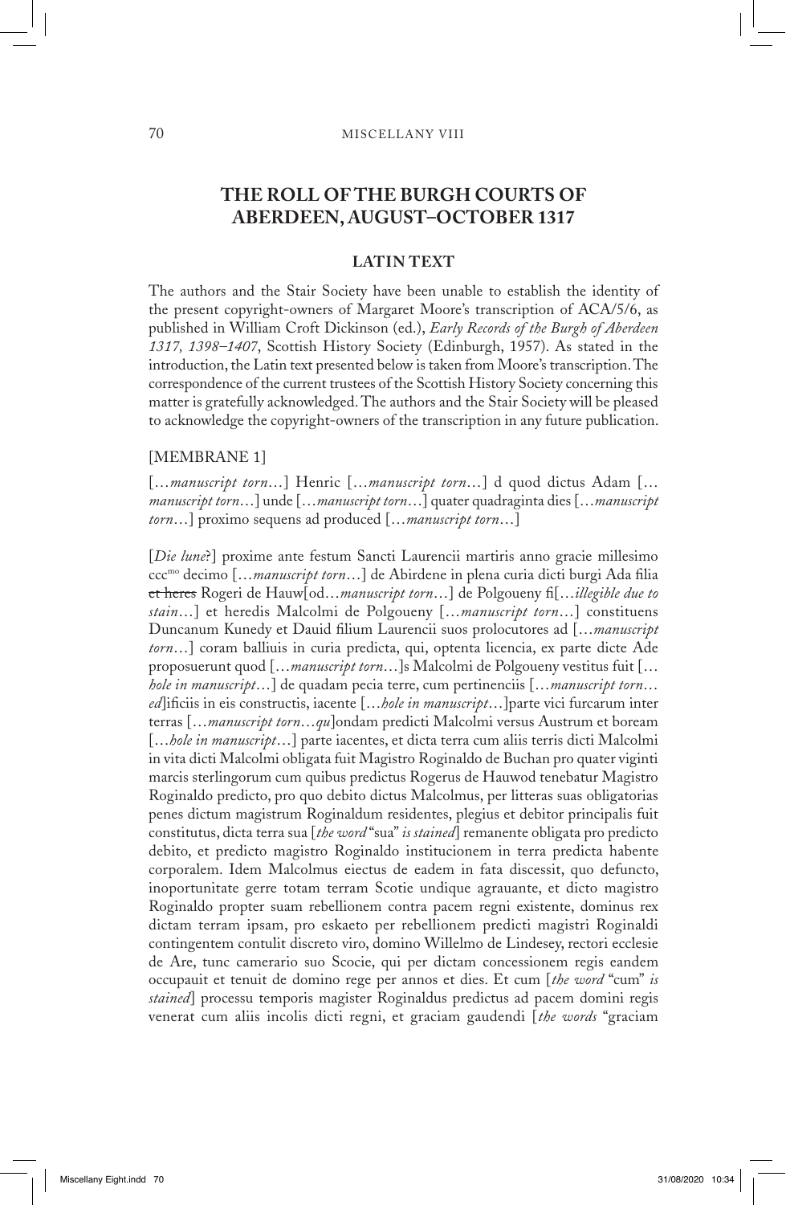## THE ROLL OF THE BURGH COURTS OF ABERDEEN, AUGUST–OCTOBER 1317

### LATIN TEXT

The authors and the Stair Society have been unable to establish the identity of the present copyright-owners of Margaret Moore's transcription of ACA/5/6, as published in William Croft Dickinson (ed.), *Early Records of the Burgh of Aberdeen 1317, 1398–1407*, Scottish History Society (Edinburgh, 1957). As stated in the introduction, the Latin text presented below is taken from Moore's transcription. The correspondence of the current trustees of the Scottish History Society concerning this matter is gratefully acknowledged. The authors and the Stair Society will be pleased to acknowledge the copyright-owners of the transcription in any future publication.

[MEMBRANE 1]

[…*manuscript torn*…] Henric […*manuscript torn*…] d quod dictus Adam […*manuscript torn*…] unde […*manuscript torn*…] quater quadraginta dies […*manuscript torn*…] proximo sequens ad produced […*manuscript torn*…]

[*Die lune*?] proxime ante festum Sancti Laurencii martiris anno gracie millesimo ccc[mo] decimo […*manuscript torn*…] de Abirdene in plena curia dicti burgi Ada filia ~~et heres~~ Rogeri de Hauw[od…*manuscript torn*…] de Polgoueny fi[…*illegible due to stain*…] et heredis Malcolmi de Polgoueny […*manuscript torn*…] constituens Duncanum Kunedy et Dauid filium Laurencii suos prolocutores ad […*manuscript torn*…] coram balliuis in curia predicta, qui, optenta licencia, ex parte dicte Ade proposuerunt quod […*manuscript torn*…]s Malcolmi de Polgoueny vestitus fuit […*hole in manuscript*…] de quadam pecia terre, cum pertinenciis […*manuscript torn*…*ed*]ificiis in eis constructis, iacente […*hole in manuscript*…]parte vici furcarum inter terras […*manuscript torn*…*qu*]ondam predicti Malcolmi versus Austrum et boream […*hole in manuscript*…] parte iacentes, et dicta terra cum aliis terris dicti Malcolmi in vita dicti Malcolmi obligata fuit Magistro Roginaldo de Buchan pro quater viginti marcis sterlingorum cum quibus predictus Rogerus de Hauwod tenebatur Magistro Roginaldo predicto, pro quo debito dictus Malcolmus, per litteras suas obligatorias penes dictum magistrum Roginaldum residentes, plegius et debitor principalis fuit constitutus, dicta terra sua [*the word* "sua" *is stained*] remanente obligata pro predicto debito, et predicto magistro Roginaldo institucionem in terra predicta habente corporalem. Idem Malcolmus eiectus de eadem in fata discessit, quo defuncto, inoportunitate gerre totam terram Scotie undique agrauante, et dicto magistro Roginaldo propter suam rebellionem contra pacem regni existente, dominus rex dictam terram ipsam, pro eskaeto per rebellionem predicti magistri Roginaldi contingentem contulit discreto viro, domino Willelmo de Lindesey, rectori ecclesie de Are, tunc camerario suo Scocie, qui per dictam concessionem regis eandem occupauit et tenuit de domino rege per annos et dies. Et cum [*the word* "cum" *is stained*] processu temporis magister Roginaldus predictus ad pacem domini regis venerat cum aliis incolis dicti regni, et graciam gaudendi [*the words* "graciam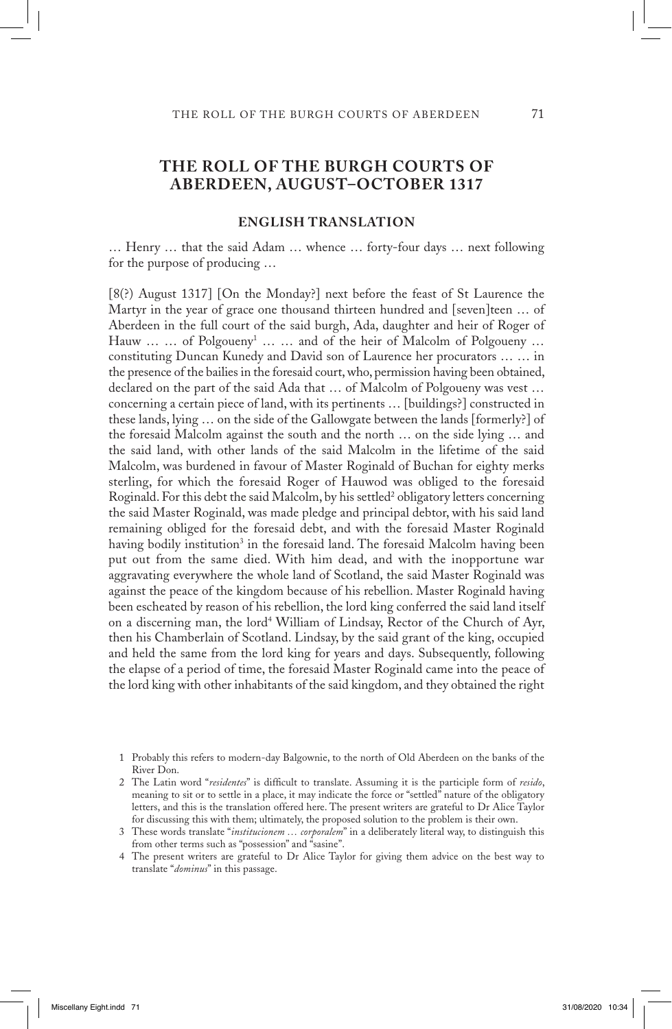## THE ROLL OF THE BURGH COURTS OF ABERDEEN, AUGUST–OCTOBER 1317

### ENGLISH TRANSLATION

… Henry … that the said Adam … whence … forty-four days … next following for the purpose of producing …

[8(?) August 1317] [On the Monday?] next before the feast of St Laurence the Martyr in the year of grace one thousand thirteen hundred and [seven]teen … of Aberdeen in the full court of the said burgh, Ada, daughter and heir of Roger of Hauw … … of Polgoueny[1] … … and of the heir of Malcolm of Polgoueny … constituting Duncan Kunedy and David son of Laurence her procurators … … in the presence of the bailies in the foresaid court, who, permission having been obtained, declared on the part of the said Ada that … of Malcolm of Polgoueny was vest … concerning a certain piece of land, with its pertinents … [buildings?] constructed in these lands, lying … on the side of the Gallowgate between the lands [formerly?] of the foresaid Malcolm against the south and the north … on the side lying … and the said land, with other lands of the said Malcolm in the lifetime of the said Malcolm, was burdened in favour of Master Roginald of Buchan for eighty merks sterling, for which the foresaid Roger of Hauwod was obliged to the foresaid Roginald. For this debt the said Malcolm, by his settled[2] obligatory letters concerning the said Master Roginald, was made pledge and principal debtor, with his said land remaining obliged for the foresaid debt, and with the foresaid Master Roginald having bodily institution[3] in the foresaid land. The foresaid Malcolm having been put out from the same died. With him dead, and with the inopportune war aggravating everywhere the whole land of Scotland, the said Master Roginald was against the peace of the kingdom because of his rebellion. Master Roginald having been escheated by reason of his rebellion, the lord king conferred the said land itself on a discerning man, the lord[4] William of Lindsay, Rector of the Church of Ayr, then his Chamberlain of Scotland. Lindsay, by the said grant of the king, occupied and held the same from the lord king for years and days. Subsequently, following the elapse of a period of time, the foresaid Master Roginald came into the peace of the lord king with other inhabitants of the said kingdom, and they obtained the right

1 Probably this refers to modern-day Balgownie, to the north of Old Aberdeen on the banks of the River Don.

2 The Latin word "*residentes*" is difficult to translate. Assuming it is the participle form of *resido*, meaning to sit or to settle in a place, it may indicate the force or "settled" nature of the obligatory letters, and this is the translation offered here. The present writers are grateful to Dr Alice Taylor for discussing this with them; ultimately, the proposed solution to the problem is their own.

3 These words translate "*institucionem … corporalem*" in a deliberately literal way, to distinguish this from other terms such as "possession" and "sasine".

4 The present writers are grateful to Dr Alice Taylor for giving them advice on the best way to translate "*dominus*" in this passage.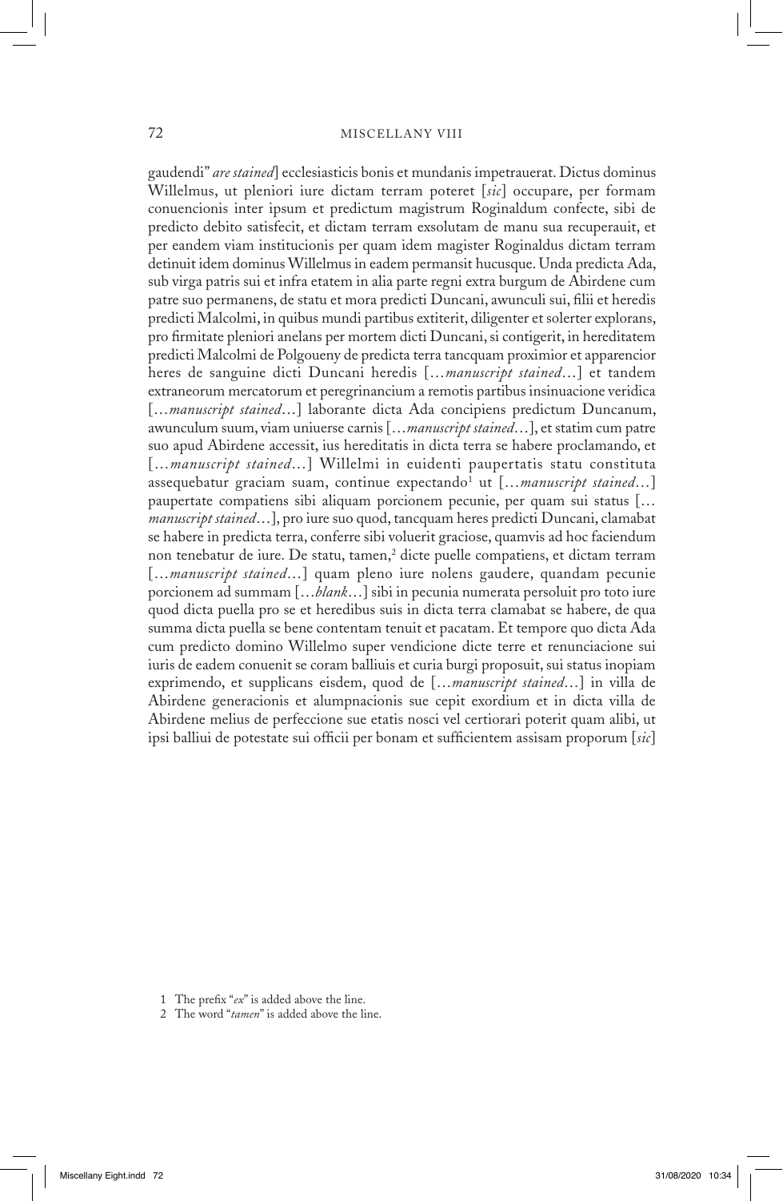gaudendi" *are stained*] ecclesiasticis bonis et mundanis impetrauerat. Dictus dominus Willelmus, ut pleniori iure dictam terram poteret [*sic*] occupare, per formam conuencionis inter ipsum et predictum magistrum Roginaldum confecte, sibi de predicto debito satisfecit, et dictam terram exsolutam de manu sua recuperauit, et per eandem viam institucionis per quam idem magister Roginaldus dictam terram detinuit idem dominus Willelmus in eadem permansit hucusque. Unda predicta Ada, sub virga patris sui et infra etatem in alia parte regni extra burgum de Abirdene cum patre suo permanens, de statu et mora predicti Duncani, awunculi sui, filii et heredis predicti Malcolmi, in quibus mundi partibus extiterit, diligenter et solerter explorans, pro firmitate pleniori anelans per mortem dicti Duncani, si contigerit, in hereditatem predicti Malcolmi de Polgoueny de predicta terra tancquam proximior et apparencior heres de sanguine dicti Duncani heredis [...*manuscript stained*...] et tandem extraneorum mercatorum et peregrinancium a remotis partibus insinuacione veridica [...*manuscript stained*...] laborante dicta Ada concipiens predictum Duncanum, awunculum suum, viam uniuerse carnis [...*manuscript stained*...], et statim cum patre suo apud Abirdene accessit, ius hereditatis in dicta terra se habere proclamando, et [...*manuscript stained*...] Willelmi in euidenti paupertatis statu constituta assequebatur graciam suam, continue expectando[1] ut [...*manuscript stained*...] paupertate compatiens sibi aliquam porcionem pecunie, per quam sui status [...*manuscript stained*...], pro iure suo quod, tancquam heres predicti Duncani, clamabat se habere in predicta terra, conferre sibi voluerit graciose, quamvis ad hoc faciendum non tenebatur de iure. De statu, tamen,[2] dicte puelle compatiens, et dictam terram [...*manuscript stained*...] quam pleno iure nolens gaudere, quandam pecunie porcionem ad summam [...*blank*...] sibi in pecunia numerata persoluit pro toto iure quod dicta puella pro se et heredibus suis in dicta terra clamabat se habere, de qua summa dicta puella se bene contentam tenuit et pacatam. Et tempore quo dicta Ada cum predicto domino Willelmo super vendicione dicte terre et renunciacione sui iuris de eadem conuenit se coram balliuis et curia burgi proposuit, sui status inopiam exprimendo, et supplicans eisdem, quod de [...*manuscript stained*...] in villa de Abirdene generacionis et alumpnacionis sue cepit exordium et in dicta villa de Abirdene melius de perfeccione sue etatis nosci vel certiorari poterit quam alibi, ut ipsi balliui de potestate sui officii per bonam et sufficientem assisam proporum [*sic*]

1 The prefix "*ex*" is added above the line.

2 The word "*tamen*" is added above the line.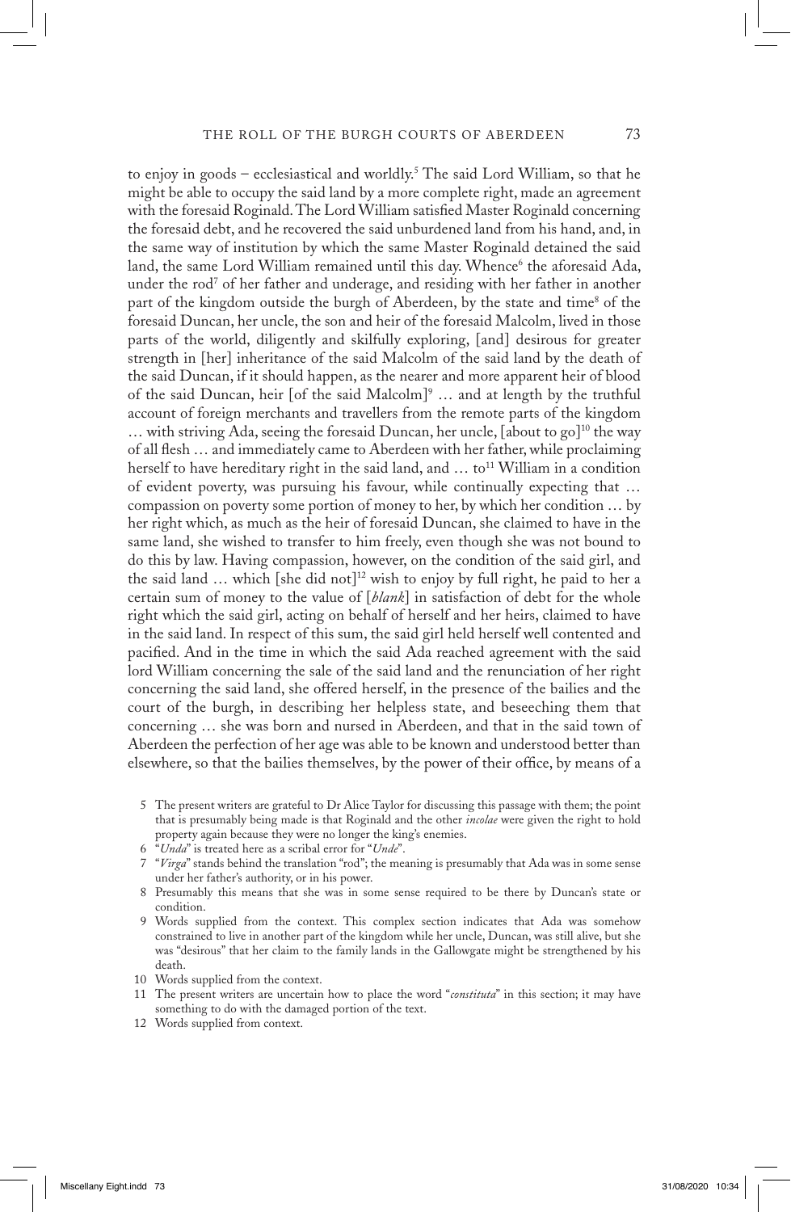to enjoy in goods – ecclesiastical and worldly.[5] The said Lord William, so that he might be able to occupy the said land by a more complete right, made an agreement with the foresaid Roginald. The Lord William satisfied Master Roginald concerning the foresaid debt, and he recovered the said unburdened land from his hand, and, in the same way of institution by which the same Master Roginald detained the said land, the same Lord William remained until this day. Whence[6] the aforesaid Ada, under the rod[7] of her father and underage, and residing with her father in another part of the kingdom outside the burgh of Aberdeen, by the state and time[8] of the foresaid Duncan, her uncle, the son and heir of the foresaid Malcolm, lived in those parts of the world, diligently and skilfully exploring, [and] desirous for greater strength in [her] inheritance of the said Malcolm of the said land by the death of the said Duncan, if it should happen, as the nearer and more apparent heir of blood of the said Duncan, heir [of the said Malcolm][9] … and at length by the truthful account of foreign merchants and travellers from the remote parts of the kingdom … with striving Ada, seeing the foresaid Duncan, her uncle, [about to go][10] the way of all flesh … and immediately came to Aberdeen with her father, while proclaiming herself to have hereditary right in the said land, and … to[11] William in a condition of evident poverty, was pursuing his favour, while continually expecting that … compassion on poverty some portion of money to her, by which her condition … by her right which, as much as the heir of foresaid Duncan, she claimed to have in the same land, she wished to transfer to him freely, even though she was not bound to do this by law. Having compassion, however, on the condition of the said girl, and the said land … which [she did not][12] wish to enjoy by full right, he paid to her a certain sum of money to the value of [*blank*] in satisfaction of debt for the whole right which the said girl, acting on behalf of herself and her heirs, claimed to have in the said land. In respect of this sum, the said girl held herself well contented and pacified. And in the time in which the said Ada reached agreement with the said lord William concerning the sale of the said land and the renunciation of her right concerning the said land, she offered herself, in the presence of the bailies and the court of the burgh, in describing her helpless state, and beseeching them that concerning … she was born and nursed in Aberdeen, and that in the said town of Aberdeen the perfection of her age was able to be known and understood better than elsewhere, so that the bailies themselves, by the power of their office, by means of a

5 The present writers are grateful to Dr Alice Taylor for discussing this passage with them; the point that is presumably being made is that Roginald and the other *incolae* were given the right to hold property again because they were no longer the king's enemies.

6 "*Unda*" is treated here as a scribal error for "*Unde*".

7 "*Virga*" stands behind the translation "rod"; the meaning is presumably that Ada was in some sense under her father's authority, or in his power.

8 Presumably this means that she was in some sense required to be there by Duncan's state or condition.

9 Words supplied from the context. This complex section indicates that Ada was somehow constrained to live in another part of the kingdom while her uncle, Duncan, was still alive, but she was "desirous" that her claim to the family lands in the Gallowgate might be strengthened by his death.

10 Words supplied from the context.

11 The present writers are uncertain how to place the word "*constituta*" in this section; it may have something to do with the damaged portion of the text.

12 Words supplied from context.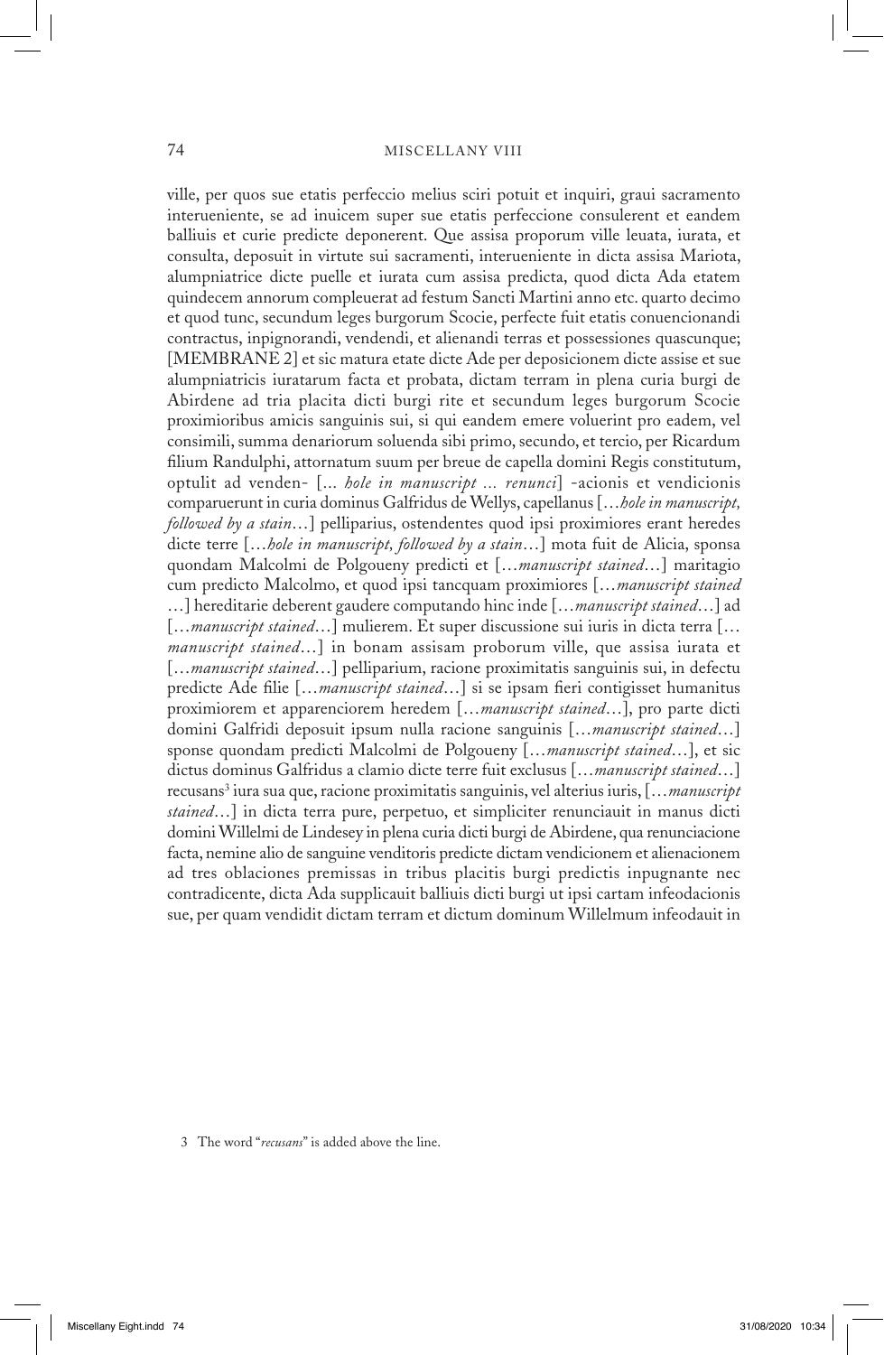ville, per quos sue etatis perfeccio melius sciri potuit et inquiri, graui sacramento interueniente, se ad inuicem super sue etatis perfeccione consulerent et eandem balliuis et curie predicte deponerent. Que assisa proporum ville leuata, iurata, et consulta, deposuit in virtute sui sacramenti, interueniente in dicta assisa Mariota, alumpniatrice dicte puelle et iurata cum assisa predicta, quod dicta Ada etatem quindecem annorum compleuerat ad festum Sancti Martini anno etc. quarto decimo et quod tunc, secundum leges burgorum Scocie, perfecte fuit etatis conuencionandi contractus, inpignorandi, vendendi, et alienandi terras et possessiones quascunque; [MEMBRANE 2] et sic matura etate dicte Ade per deposicionem dicte assise et sue alumpniatricis iuratarum facta et probata, dictam terram in plena curia burgi de Abirdene ad tria placita dicti burgi rite et secundum leges burgorum Scocie proximioribus amicis sanguinis sui, si qui eandem emere voluerint pro eadem, vel consimili, summa denariorum soluenda sibi primo, secundo, et tercio, per Ricardum filium Randulphi, attornatum suum per breue de capella domini Regis constitutum, optulit ad venden- [... *hole in manuscript ... renunci*] -acionis et vendicionis comparuerunt in curia dominus Galfridus de Wellys, capellanus [...*hole in manuscript, followed by a stain*...] pelliparius, ostendentes quod ipsi proximiores erant heredes dicte terre [...*hole in manuscript, followed by a stain*...] mota fuit de Alicia, sponsa quondam Malcolmi de Polgoueny predicti et [...*manuscript stained*...] maritagio cum predicto Malcolmo, et quod ipsi tancquam proximiores [...*manuscript stained* ...] hereditarie deberent gaudere computando hinc inde [...*manuscript stained*...] ad [...*manuscript stained*...] mulierem. Et super discussione sui iuris in dicta terra [... *manuscript stained*...] in bonam assisam proborum ville, que assisa iurata et [...*manuscript stained*...] pelliparium, racione proximitatis sanguinis sui, in defectu predicte Ade filie [...*manuscript stained*...] si se ipsam fieri contigisset humanitus proximiorem et apparenciorem heredem [...*manuscript stained*...], pro parte dicti domini Galfridi deposuit ipsum nulla racione sanguinis [...*manuscript stained*...] sponse quondam predicti Malcolmi de Polgoueny [...*manuscript stained*...], et sic dictus dominus Galfridus a clamio dicte terre fuit exclusus [...*manuscript stained*...] recusans[3] iura sua que, racione proximitatis sanguinis, vel alterius iuris, [...*manuscript stained*...] in dicta terra pure, perpetuo, et simpliciter renunciauit in manus dicti domini Willelmi de Lindesey in plena curia dicti burgi de Abirdene, qua renunciacione facta, nemine alio de sanguine venditoris predicte dictam vendicionem et alienacionem ad tres oblaciones premissas in tribus placitis burgi predictis inpugnante nec contradicente, dicta Ada supplicauit balliuis dicti burgi ut ipsi cartam infeodacionis sue, per quam vendidit dictam terram et dictum dominum Willelmum infeodauit in

3 The word "*recusans*" is added above the line.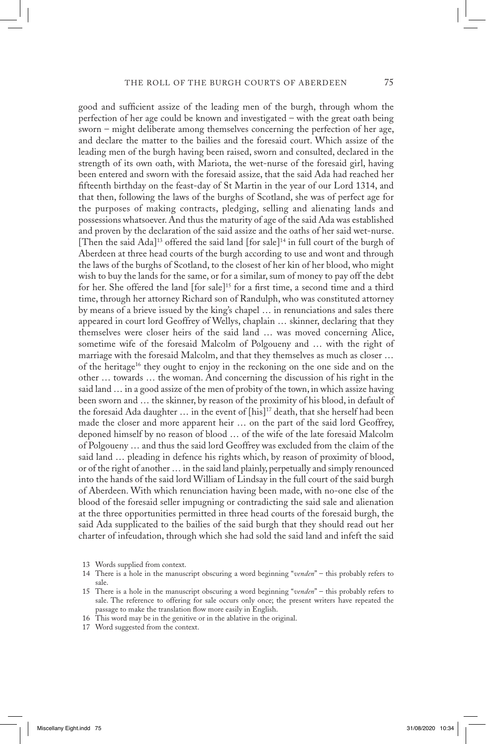good and sufficient assize of the leading men of the burgh, through whom the perfection of her age could be known and investigated – with the great oath being sworn – might deliberate among themselves concerning the perfection of her age, and declare the matter to the bailies and the foresaid court. Which assize of the leading men of the burgh having been raised, sworn and consulted, declared in the strength of its own oath, with Mariota, the wet-nurse of the foresaid girl, having been entered and sworn with the foresaid assize, that the said Ada had reached her fifteenth birthday on the feast-day of St Martin in the year of our Lord 1314, and that then, following the laws of the burghs of Scotland, she was of perfect age for the purposes of making contracts, pledging, selling and alienating lands and possessions whatsoever. And thus the maturity of age of the said Ada was established and proven by the declaration of the said assize and the oaths of her said wet-nurse. [Then the said Ada][13] offered the said land [for sale][14] in full court of the burgh of Aberdeen at three head courts of the burgh according to use and wont and through the laws of the burghs of Scotland, to the closest of her kin of her blood, who might wish to buy the lands for the same, or for a similar, sum of money to pay off the debt for her. She offered the land [for sale][15] for a first time, a second time and a third time, through her attorney Richard son of Randulph, who was constituted attorney by means of a brieve issued by the king's chapel … in renunciations and sales there appeared in court lord Geoffrey of Wellys, chaplain … skinner, declaring that they themselves were closer heirs of the said land … was moved concerning Alice, sometime wife of the foresaid Malcolm of Polgoueny and … with the right of marriage with the foresaid Malcolm, and that they themselves as much as closer … of the heritage[16] they ought to enjoy in the reckoning on the one side and on the other … towards … the woman. And concerning the discussion of his right in the said land … in a good assize of the men of probity of the town, in which assize having been sworn and … the skinner, by reason of the proximity of his blood, in default of the foresaid Ada daughter … in the event of [his][17] death, that she herself had been made the closer and more apparent heir … on the part of the said lord Geoffrey, deponed himself by no reason of blood … of the wife of the late foresaid Malcolm of Polgoueny … and thus the said lord Geoffrey was excluded from the claim of the said land … pleading in defence his rights which, by reason of proximity of blood, or of the right of another … in the said land plainly, perpetually and simply renounced into the hands of the said lord William of Lindsay in the full court of the said burgh of Aberdeen. With which renunciation having been made, with no-one else of the blood of the foresaid seller impugning or contradicting the said sale and alienation at the three opportunities permitted in three head courts of the foresaid burgh, the said Ada supplicated to the bailies of the said burgh that they should read out her charter of infeudation, through which she had sold the said land and infeft the said

13 Words supplied from context.

14 There is a hole in the manuscript obscuring a word beginning "*venden*" – this probably refers to sale.

15 There is a hole in the manuscript obscuring a word beginning "*venden*" – this probably refers to sale. The reference to offering for sale occurs only once; the present writers have repeated the passage to make the translation flow more easily in English.

16 This word may be in the genitive or in the ablative in the original.

17 Word suggested from the context.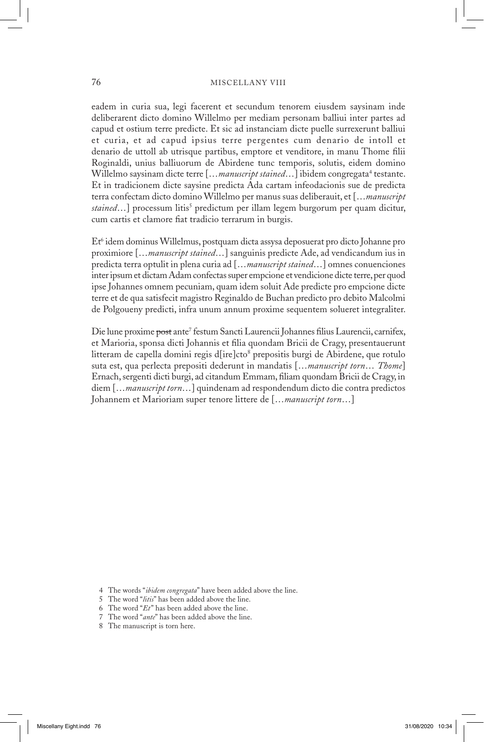eadem in curia sua, legi facerent et secundum tenorem eiusdem saysinam inde deliberarent dicto domino Willelmo per mediam personam balliui inter partes ad capud et ostium terre predicte. Et sic ad instanciam dicte puelle surrexerunt balliui et curia, et ad capud ipsius terre pergentes cum denario de intoll et denario de uttoll ab utrisque partibus, emptore et venditore, in manu Thome filii Roginaldi, unius balliuorum de Abirdene tunc temporis, solutis, eidem domino Willelmo saysinam dicte terre [*…manuscript stained…*] ibidem congregata[4] testante. Et in tradicionem dicte saysine predicta Ada cartam infeodacionis sue de predicta terra confectam dicto domino Willelmo per manus suas deliberauit, et [*…manuscript stained…*] processum litis[5] predictum per illam legem burgorum per quam dicitur, cum cartis et clamore fiat tradicio terrarum in burgis.

Et[6] idem dominus Willelmus, postquam dicta assysa deposuerat pro dicto Johanne pro proximiore [*…manuscript stained…*] sanguinis predicte Ade, ad vendicandum ius in predicta terra optulit in plena curia ad [*…manuscript stained…*] omnes conuenciones inter ipsum et dictam Adam confectas super empcione et vendicione dicte terre, per quod ipse Johannes omnem pecuniam, quam idem soluit Ade predicte pro empcione dicte terre et de qua satisfecit magistro Reginaldo de Buchan predicto pro debito Malcolmi de Polgoueny predicti, infra unum annum proxime sequentem solueret integraliter.

Die lune proxime ~~post~~ ante[7] festum Sancti Laurencii Johannes filius Laurencii, carnifex, et Marioria, sponsa dicti Johannis et filia quondam Bricii de Cragy, presentauerunt litteram de capella domini regis d[ire]cto[8] prepositis burgi de Abirdene, que rotulo suta est, qua perlecta prepositi dederunt in mandatis [*…manuscript torn… Thome*] Ernach, sergenti dicti burgi, ad citandum Emmam, filiam quondam Bricii de Cragy, in diem [*…manuscript torn…*] quindenam ad respondendum dicto die contra predictos Johannem et Mariorium super tenore littere de [*…manuscript torn…*]

4 The words "*ibidem congregata*" have been added above the line.

5 The word "*litis*" has been added above the line.

6 The word "*Et*" has been added above the line.

7 The word "*ante*" has been added above the line.

8 The manuscript is torn here.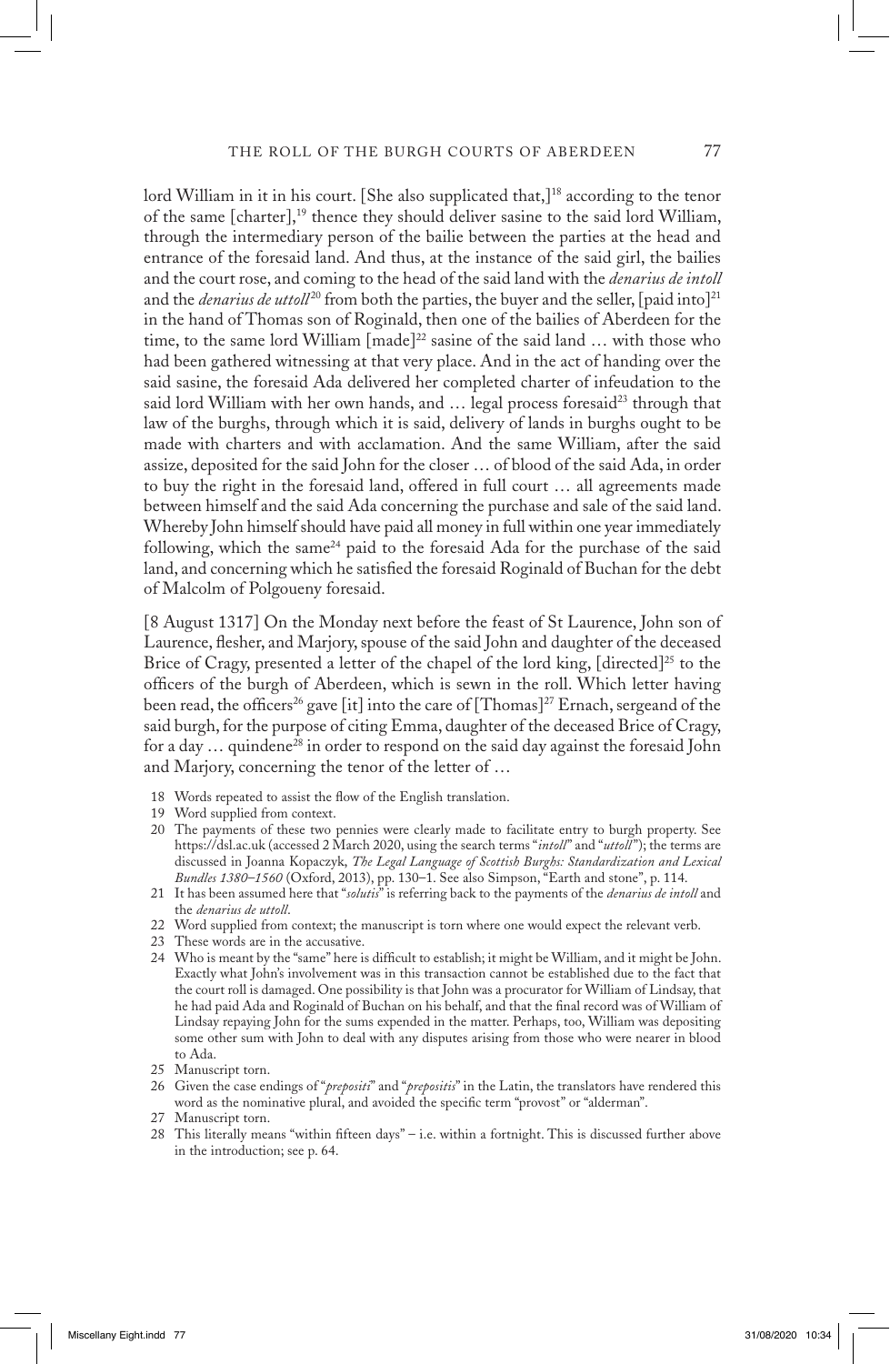lord William in it in his court. [She also supplicated that,][18] according to the tenor of the same [charter],[19] thence they should deliver sasine to the said lord William, through the intermediary person of the bailie between the parties at the head and entrance of the foresaid land. And thus, at the instance of the said girl, the bailies and the court rose, and coming to the head of the said land with the *denarius de intoll* and the *denarius de uttoll*[20] from both the parties, the buyer and the seller, [paid into][21] in the hand of Thomas son of Roginald, then one of the bailies of Aberdeen for the time, to the same lord William [made][22] sasine of the said land … with those who had been gathered witnessing at that very place. And in the act of handing over the said sasine, the foresaid Ada delivered her completed charter of infeudation to the said lord William with her own hands, and … legal process foresaid[23] through that law of the burghs, through which it is said, delivery of lands in burghs ought to be made with charters and with acclamation. And the same William, after the said assize, deposited for the said John for the closer … of blood of the said Ada, in order to buy the right in the foresaid land, offered in full court … all agreements made between himself and the said Ada concerning the purchase and sale of the said land. Whereby John himself should have paid all money in full within one year immediately following, which the same[24] paid to the foresaid Ada for the purchase of the said land, and concerning which he satisfied the foresaid Roginald of Buchan for the debt of Malcolm of Polgoueny foresaid.

[8 August 1317] On the Monday next before the feast of St Laurence, John son of Laurence, flesher, and Marjory, spouse of the said John and daughter of the deceased Brice of Cragy, presented a letter of the chapel of the lord king, [directed][25] to the officers of the burgh of Aberdeen, which is sewn in the roll. Which letter having been read, the officers[26] gave [it] into the care of [Thomas][27] Ernach, sergeand of the said burgh, for the purpose of citing Emma, daughter of the deceased Brice of Cragy, for a day … quindene[28] in order to respond on the said day against the foresaid John and Marjory, concerning the tenor of the letter of …

18 Words repeated to assist the flow of the English translation.

19 Word supplied from context.

20 The payments of these two pennies were clearly made to facilitate entry to burgh property. See https://dsl.ac.uk (accessed 2 March 2020, using the search terms "*intoll*" and "*uttoll*"); the terms are discussed in Joanna Kopaczyk, *The Legal Language of Scottish Burghs: Standardization and Lexical Bundles 1380–1560* (Oxford, 2013), pp. 130–1. See also Simpson, "Earth and stone", p. 114.

21 It has been assumed here that "*solutis*" is referring back to the payments of the *denarius de intoll* and the *denarius de uttoll*.

22 Word supplied from context; the manuscript is torn where one would expect the relevant verb.

23 These words are in the accusative.

24 Who is meant by the "same" here is difficult to establish; it might be William, and it might be John. Exactly what John's involvement was in this transaction cannot be established due to the fact that the court roll is damaged. One possibility is that John was a procurator for William of Lindsay, that he had paid Ada and Roginald of Buchan on his behalf, and that the final record was of William of Lindsay repaying John for the sums expended in the matter. Perhaps, too, William was depositing some other sum with John to deal with any disputes arising from those who were nearer in blood to Ada.

25 Manuscript torn.

26 Given the case endings of "*prepositi*" and "*prepositis*" in the Latin, the translators have rendered this word as the nominative plural, and avoided the specific term "provost" or "alderman".

27 Manuscript torn.

28 This literally means "within fifteen days" – i.e. within a fortnight. This is discussed further above in the introduction; see p. 64.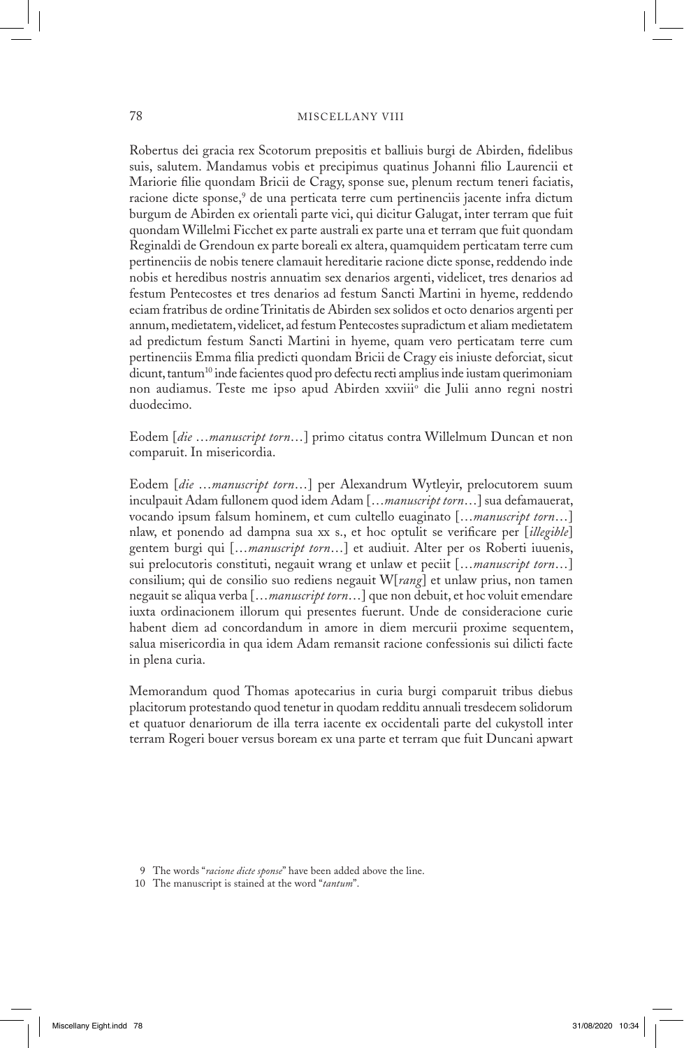Robertus dei gracia rex Scotorum prepositis et balliuis burgi de Abirden, fidelibus suis, salutem. Mandamus vobis et precipimus quatinus Johanni filio Laurencii et Mariorie filie quondam Bricii de Cragy, sponse sue, plenum rectum teneri faciatis, racione dicte sponse,[9] de una perticata terre cum pertinenciis jacente infra dictum burgum de Abirden ex orientali parte vici, qui dicitur Galugat, inter terram que fuit quondam Willelmi Ficchet ex parte australi ex parte una et terram que fuit quondam Reginaldi de Grendoun ex parte boreali ex altera, quamquidem perticatam terre cum pertinenciis de nobis tenere clamauit hereditarie racione dicte sponse, reddendo inde nobis et heredibus nostris annuatim sex denarios argenti, videlicet, tres denarios ad festum Pentecostes et tres denarios ad festum Sancti Martini in hyeme, reddendo eciam fratribus de ordine Trinitatis de Abirden sex solidos et octo denarios argenti per annum, medietatem, videlicet, ad festum Pentecostes supradictum et aliam medietatem ad predictum festum Sancti Martini in hyeme, quam vero perticatam terre cum pertinenciis Emma filia predicti quondam Bricii de Cragy eis iniuste deforciat, sicut dicunt, tantum[10] inde facientes quod pro defectu recti amplius inde iustam querimoniam non audiamus. Teste me ipso apud Abirden xxviii[o] die Julii anno regni nostri duodecimo.

Eodem [*die …manuscript torn…*] primo citatus contra Willelmum Duncan et non comparuit. In misericordia.

Eodem [*die …manuscript torn…*] per Alexandrum Wytleyir, prelocutorem suum inculpauit Adam fullonem quod idem Adam […*manuscript torn*…] sua defamauerat, vocando ipsum falsum hominem, et cum cultello euaginato […*manuscript torn*…] nlaw, et ponendo ad dampna sua xx s., et hoc optulit se verificare per [*illegible*] gentem burgi qui […*manuscript torn*…] et audiuit. Alter per os Roberti iuuenis, sui prelocutoris constituti, negauit wrang et unlaw et peciit […*manuscript torn*…] consilium; qui de consilio suo rediens negauit W[*rang*] et unlaw prius, non tamen negauit se aliqua verba […*manuscript torn*…] que non debuit, et hoc voluit emendare iuxta ordinacionem illorum qui presentes fuerunt. Unde de consideracione curie habent diem ad concordandum in amore in diem mercurii proxime sequentem, salua misericordia in qua idem Adam remansit racione confessionis sui dilicti facte in plena curia.

Memorandum quod Thomas apotecarius in curia burgi comparuit tribus diebus placitorum protestando quod tenetur in quodam redditu annuali tresdecem solidorum et quatuor denariorum de illa terra iacente ex occidentali parte del cukystoll inter terram Rogeri bouer versus boream ex una parte et terram que fuit Duncani apwart

---

9 The words "*racione dicte sponse*" have been added above the line.

10 The manuscript is stained at the word "*tantum*".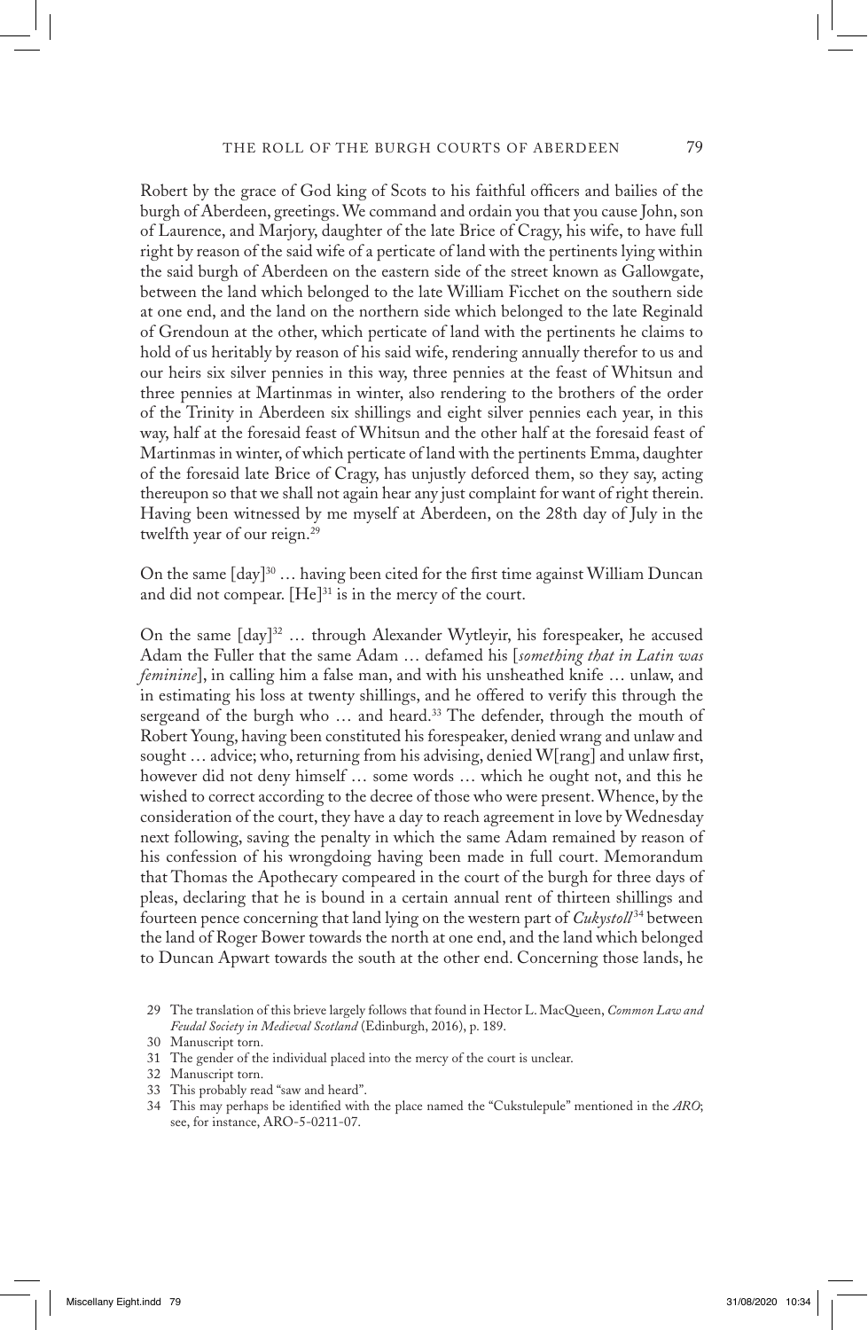Robert by the grace of God king of Scots to his faithful officers and bailies of the burgh of Aberdeen, greetings. We command and ordain you that you cause John, son of Laurence, and Marjory, daughter of the late Brice of Cragy, his wife, to have full right by reason of the said wife of a perticate of land with the pertinents lying within the said burgh of Aberdeen on the eastern side of the street known as Gallowgate, between the land which belonged to the late William Ficchet on the southern side at one end, and the land on the northern side which belonged to the late Reginald of Grendoun at the other, which perticate of land with the pertinents he claims to hold of us heritably by reason of his said wife, rendering annually therefor to us and our heirs six silver pennies in this way, three pennies at the feast of Whitsun and three pennies at Martinmas in winter, also rendering to the brothers of the order of the Trinity in Aberdeen six shillings and eight silver pennies each year, in this way, half at the foresaid feast of Whitsun and the other half at the foresaid feast of Martinmas in winter, of which perticate of land with the pertinents Emma, daughter of the foresaid late Brice of Cragy, has unjustly deforced them, so they say, acting thereupon so that we shall not again hear any just complaint for want of right therein. Having been witnessed by me myself at Aberdeen, on the 28th day of July in the twelfth year of our reign.[29]

On the same [day][30] … having been cited for the first time against William Duncan and did not compear. [He][31] is in the mercy of the court.

On the same [day][32] … through Alexander Wytleyir, his forespeaker, he accused Adam the Fuller that the same Adam … defamed his [*something that in Latin was feminine*], in calling him a false man, and with his unsheathed knife … unlaw, and in estimating his loss at twenty shillings, and he offered to verify this through the sergeand of the burgh who … and heard.[33] The defender, through the mouth of Robert Young, having been constituted his forespeaker, denied wrang and unlaw and sought … advice; who, returning from his advising, denied W[rang] and unlaw first, however did not deny himself … some words … which he ought not, and this he wished to correct according to the decree of those who were present. Whence, by the consideration of the court, they have a day to reach agreement in love by Wednesday next following, saving the penalty in which the same Adam remained by reason of his confession of his wrongdoing having been made in full court. Memorandum that Thomas the Apothecary compeared in the court of the burgh for three days of pleas, declaring that he is bound in a certain annual rent of thirteen shillings and fourteen pence concerning that land lying on the western part of *Cukystoll*[34] between the land of Roger Bower towards the north at one end, and the land which belonged to Duncan Apwart towards the south at the other end. Concerning those lands, he

29 The translation of this brieve largely follows that found in Hector L. MacQueen, *Common Law and Feudal Society in Medieval Scotland* (Edinburgh, 2016), p. 189.

30 Manuscript torn.

31 The gender of the individual placed into the mercy of the court is unclear.

32 Manuscript torn.

33 This probably read "saw and heard".

34 This may perhaps be identified with the place named the "Cukstulepule" mentioned in the *ARO*; see, for instance, ARO-5-0211-07.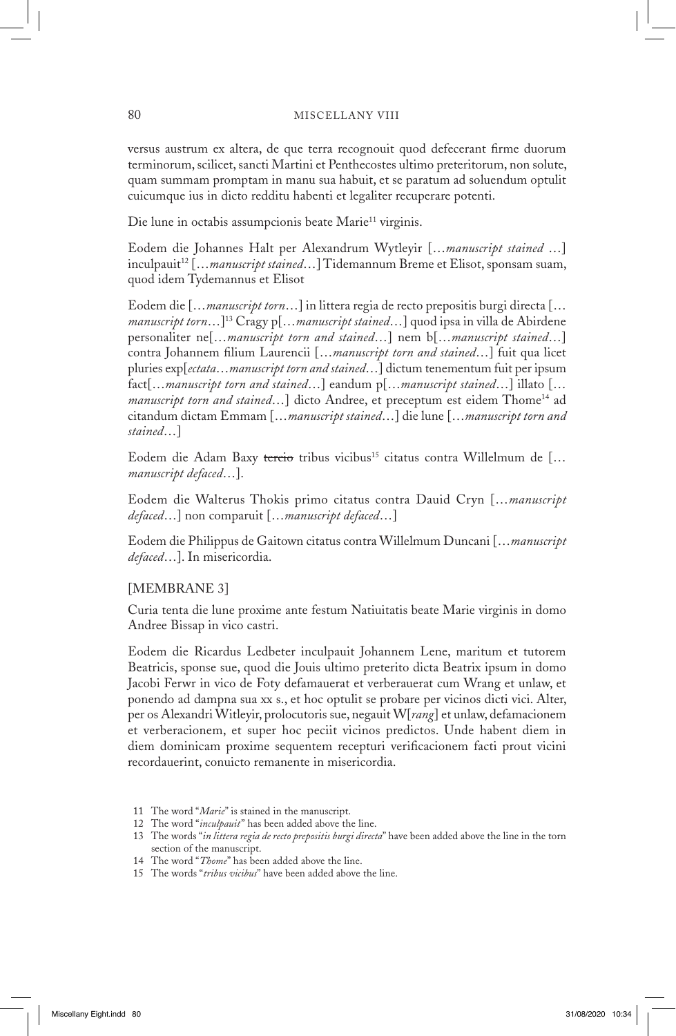versus austrum ex altera, de que terra recognouit quod defecerant firme duorum terminorum, scilicet, sancti Martini et Penthecostes ultimo preteritorum, non solute, quam summam promptam in manu sua habuit, et se paratum ad soluendum optulit cuicumque ius in dicto redditu habenti et legaliter recuperare potenti.

Die lune in octabis assumpcionis beate Marie[11] virginis.

Eodem die Johannes Halt per Alexandrum Wytleyir […*manuscript stained* …] inculpauit[12] […*manuscript stained*…] Tidemannum Breme et Elisot, sponsam suam, quod idem Tydemannus et Elisot

Eodem die […*manuscript torn*…] in littera regia de recto prepositis burgi directa […*manuscript torn*…][13] Cragy p[…*manuscript stained*…] quod ipsa in villa de Abirdene personaliter ne[…*manuscript torn and stained*…] nem b[…*manuscript stained*…] contra Johannem filium Laurencii […*manuscript torn and stained*…] fuit qua licet pluries exp[*ectata…manuscript torn and stained*…] dictum tenementum fuit per ipsum fact[…*manuscript torn and stained*…] eandum p[…*manuscript stained*…] illato […*manuscript torn and stained*…] dicto Andree, et preceptum est eidem Thome[14] ad citandum dictam Emmam […*manuscript stained*…] die lune […*manuscript torn and stained*…]

Eodem die Adam Baxy ~~tercio~~ tribus vicibus[15] citatus contra Willelmum de […*manuscript defaced*…].

Eodem die Walterus Thokis primo citatus contra Dauid Cryn […*manuscript defaced*…] non comparuit […*manuscript defaced*…]

Eodem die Philippus de Gaitown citatus contra Willelmum Duncani […*manuscript defaced*…]. In misericordia.

[MEMBRANE 3]

Curia tenta die lune proxime ante festum Natiuitatis beate Marie virginis in domo Andree Bissap in vico castri.

Eodem die Ricardus Ledbeter inculpauit Johannem Lene, maritum et tutorem Beatricis, sponse sue, quod die Jouis ultimo preterito dicta Beatrix ipsum in domo Jacobi Ferwr in vico de Foty defamauerat et verberauerat cum Wrang et unlaw, et ponendo ad dampna sua xx s., et hoc optulit se probare per vicinos dicti vici. Alter, per os Alexandri Witleyir, prolocutoris sue, negauit W[*rang*] et unlaw, defamacionem et verberacionem, et super hoc peciit vicinos predictos. Unde habent diem in diem dominicam proxime sequentem recepturi verificacionem facti prout vicini recordauerint, conuicto remanente in misericordia.

11 The word "*Marie*" is stained in the manuscript.

12 The word "*inculpauit*" has been added above the line.

13 The words "*in littera regia de recto prepositis burgi directa*" have been added above the line in the torn section of the manuscript.

14 The word "*Thome*" has been added above the line.

15 The words "*tribus vicibus*" have been added above the line.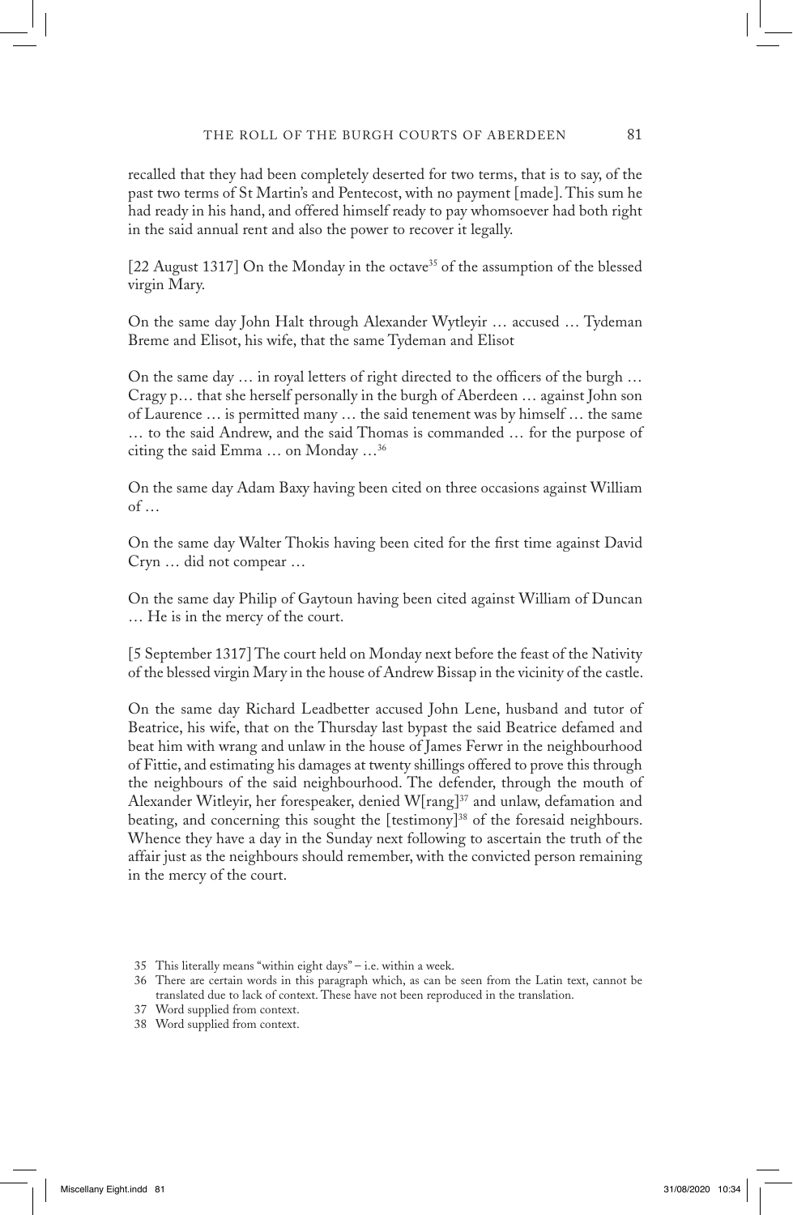recalled that they had been completely deserted for two terms, that is to say, of the past two terms of St Martin's and Pentecost, with no payment [made]. This sum he had ready in his hand, and offered himself ready to pay whomsoever had both right in the said annual rent and also the power to recover it legally.

[22 August 1317] On the Monday in the octave[35] of the assumption of the blessed virgin Mary.

On the same day John Halt through Alexander Wytleyir … accused … Tydeman Breme and Elisot, his wife, that the same Tydeman and Elisot

On the same day … in royal letters of right directed to the officers of the burgh … Cragy p… that she herself personally in the burgh of Aberdeen … against John son of Laurence … is permitted many … the said tenement was by himself … the same … to the said Andrew, and the said Thomas is commanded … for the purpose of citing the said Emma … on Monday …[36]

On the same day Adam Baxy having been cited on three occasions against William of …

On the same day Walter Thokis having been cited for the first time against David Cryn … did not compear …

On the same day Philip of Gaytoun having been cited against William of Duncan … He is in the mercy of the court.

[5 September 1317] The court held on Monday next before the feast of the Nativity of the blessed virgin Mary in the house of Andrew Bissap in the vicinity of the castle.

On the same day Richard Leadbetter accused John Lene, husband and tutor of Beatrice, his wife, that on the Thursday last bypast the said Beatrice defamed and beat him with wrang and unlaw in the house of James Ferwr in the neighbourhood of Fittie, and estimating his damages at twenty shillings offered to prove this through the neighbours of the said neighbourhood. The defender, through the mouth of Alexander Witleyir, her forespeaker, denied W[rang][37] and unlaw, defamation and beating, and concerning this sought the [testimony][38] of the foresaid neighbours. Whence they have a day in the Sunday next following to ascertain the truth of the affair just as the neighbours should remember, with the convicted person remaining in the mercy of the court.

35 This literally means "within eight days" – i.e. within a week.

36 There are certain words in this paragraph which, as can be seen from the Latin text, cannot be translated due to lack of context. These have not been reproduced in the translation.

37 Word supplied from context.

38 Word supplied from context.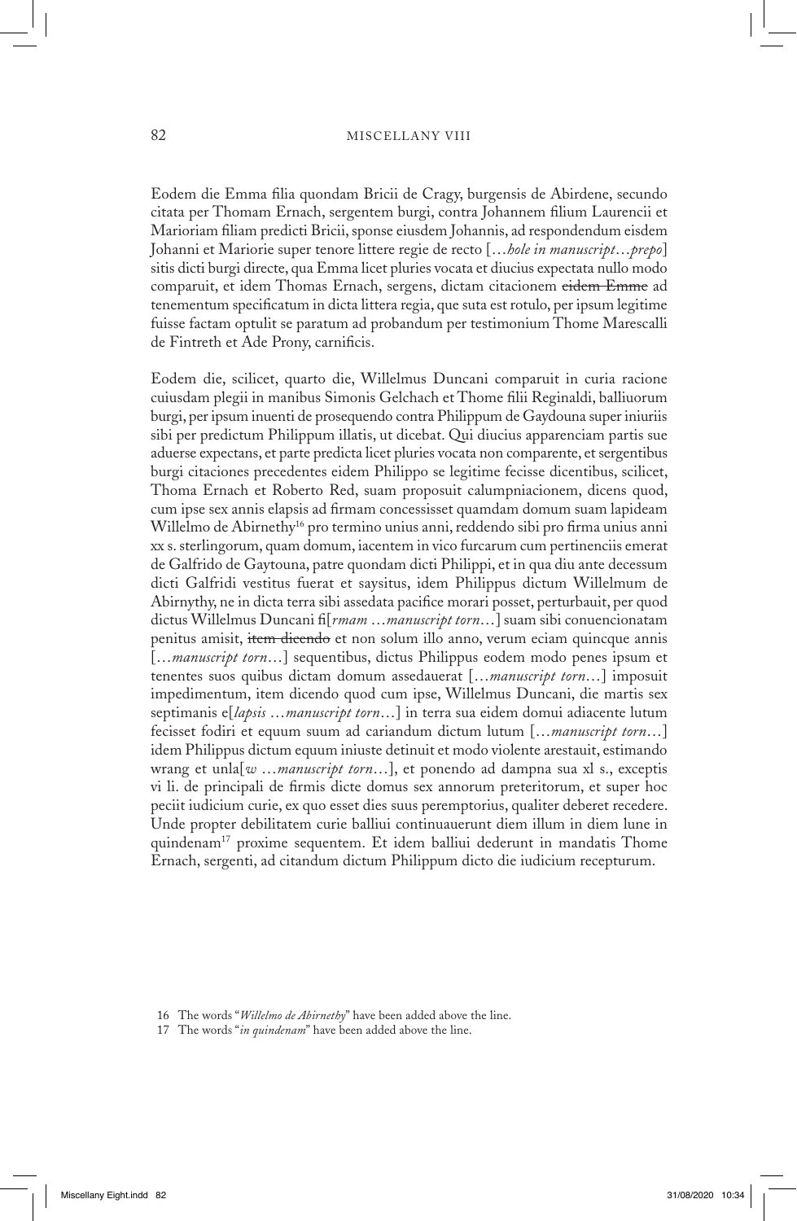Eodem die Emma filia quondam Bricii de Cragy, burgensis de Abirdene, secundo citata per Thomam Ernach, sergentem burgi, contra Johannem filium Laurencii et Marioriam filiam predicti Bricii, sponse eiusdem Johannis, ad respondendum eisdem Johanni et Mariorie super tenore littere regie de recto [*…hole in manuscript…prepo*] sitis dicti burgi directe, qua Emma licet pluries vocata et diucius expectata nullo modo comparuit, et idem Thomas Ernach, sergens, dictam citacionem ~~eidem Emme~~ ad tenementum specificatum in dicta littera regia, que suta est rotulo, per ipsum legitime fuisse factam optulit se paratum ad probandum per testimonium Thome Marescalli de Fintreth et Ade Prony, carnificis.

Eodem die, scilicet, quarto die, Willelmus Duncani comparuit in curia racione cuiusdam plegii in manibus Simonis Gelchach et Thome filii Reginaldi, balliuorum burgi, per ipsum inuenti de prosequendo contra Philippum de Gaydouna super iniuriis sibi per predictum Philippum illatis, ut dicebat. Qui diucius apparenciam partis sue aduerse expectans, et parte predicta licet pluries vocata non comparente, et sergentibus burgi citaciones precedentes eidem Philippo se legitime fecisse dicentibus, scilicet, Thoma Ernach et Roberto Red, suam proposuit calumpniacionem, dicens quod, cum ipse sex annis elapsis ad firmam concessisset quamdam domum suam lapideam Willelmo de Abirnethy[16] pro termino unius anni, reddendo sibi pro firma unius anni xx s. sterlingorum, quam domum, iacentem in vico furcarum cum pertinenciis emerat de Galfrido de Gaytouna, patre quondam dicti Philippi, et in qua diu ante decessum dicti Galfridi vestitus fuerat et saysitus, idem Philippus dictum Willelmum de Abirnythy, ne in dicta terra sibi assedata pacifice morari posset, perturbauit, per quod dictus Willelmus Duncani fi[*rmam …manuscript torn…*] suam sibi conuencionatam penitus amisit, ~~item dicendo~~ et non solum illo anno, verum eciam quincque annis [*…manuscript torn…*] sequentibus, dictus Philippus eodem modo penes ipsum et tenentes suos quibus dictam domum assedauerat [*…manuscript torn…*] imposuit impedimentum, item dicendo quod cum ipse, Willelmus Duncani, die martis sex septimanis e[*lapsis …manuscript torn…*] in terra sua eidem domui adiacente lutum fecisset fodiri et equum suum ad cariandum dictum lutum [*…manuscript torn…*] idem Philippus dictum equum iniuste detinuit et modo violente arestauit, estimando wrang et unla[*w …manuscript torn…*], et ponendo ad dampna sua xl s., exceptis vi li. de principali de firmis dicte domus sex annorum preteritorum, et super hoc peciit iudicium curie, ex quo esset dies suus peremptorius, qualiter deberet recedere. Unde propter debilitatem curie balliui continuauerunt diem illum in diem lune in quindenam[17] proxime sequentem. Et idem balliui dederunt in mandatis Thome Ernach, sergenti, ad citandum dictum Philippum dicto die iudicium recepturum.

16 The words "*Willelmo de Abirnethy*" have been added above the line.

17 The words "*in quindenam*" have been added above the line.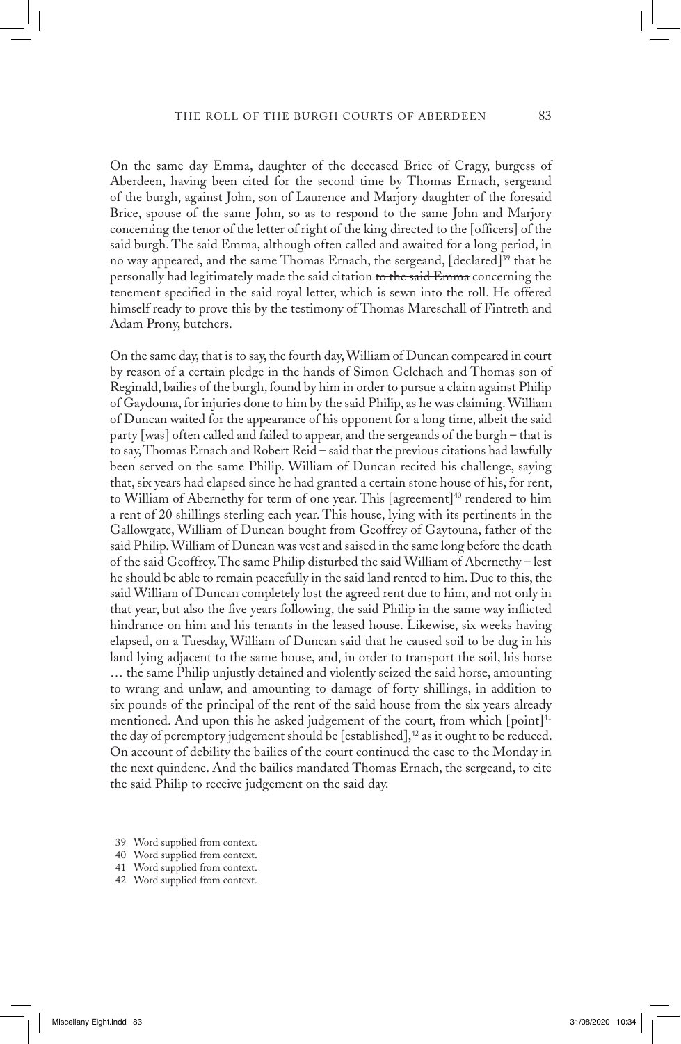On the same day Emma, daughter of the deceased Brice of Cragy, burgess of Aberdeen, having been cited for the second time by Thomas Ernach, sergeand of the burgh, against John, son of Laurence and Marjory daughter of the foresaid Brice, spouse of the same John, so as to respond to the same John and Marjory concerning the tenor of the letter of right of the king directed to the [officers] of the said burgh. The said Emma, although often called and awaited for a long period, in no way appeared, and the same Thomas Ernach, the sergeand, [declared][39] that he personally had legitimately made the said citation ~~to the said Emma~~ concerning the tenement specified in the said royal letter, which is sewn into the roll. He offered himself ready to prove this by the testimony of Thomas Mareschall of Fintreth and Adam Prony, butchers.

On the same day, that is to say, the fourth day, William of Duncan compeared in court by reason of a certain pledge in the hands of Simon Gelchach and Thomas son of Reginald, bailies of the burgh, found by him in order to pursue a claim against Philip of Gaydouna, for injuries done to him by the said Philip, as he was claiming. William of Duncan waited for the appearance of his opponent for a long time, albeit the said party [was] often called and failed to appear, and the sergeands of the burgh – that is to say, Thomas Ernach and Robert Reid – said that the previous citations had lawfully been served on the same Philip. William of Duncan recited his challenge, saying that, six years had elapsed since he had granted a certain stone house of his, for rent, to William of Abernethy for term of one year. This [agreement][40] rendered to him a rent of 20 shillings sterling each year. This house, lying with its pertinents in the Gallowgate, William of Duncan bought from Geoffrey of Gaytouna, father of the said Philip. William of Duncan was vest and saised in the same long before the death of the said Geoffrey. The same Philip disturbed the said William of Abernethy – lest he should be able to remain peacefully in the said land rented to him. Due to this, the said William of Duncan completely lost the agreed rent due to him, and not only in that year, but also the five years following, the said Philip in the same way inflicted hindrance on him and his tenants in the leased house. Likewise, six weeks having elapsed, on a Tuesday, William of Duncan said that he caused soil to be dug in his land lying adjacent to the same house, and, in order to transport the soil, his horse … the same Philip unjustly detained and violently seized the said horse, amounting to wrang and unlaw, and amounting to damage of forty shillings, in addition to six pounds of the principal of the rent of the said house from the six years already mentioned. And upon this he asked judgement of the court, from which [point][41] the day of peremptory judgement should be [established],[42] as it ought to be reduced. On account of debility the bailies of the court continued the case to the Monday in the next quindene. And the bailies mandated Thomas Ernach, the sergeand, to cite the said Philip to receive judgement on the said day.

39 Word supplied from context.
40 Word supplied from context.
41 Word supplied from context.
42 Word supplied from context.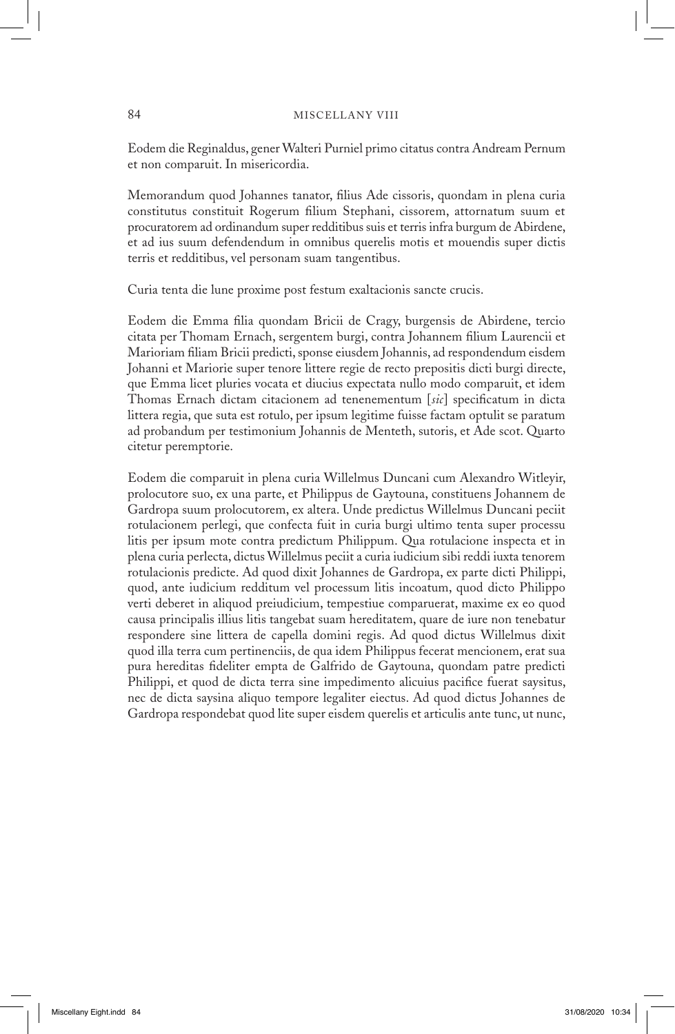Eodem die Reginaldus, gener Walteri Purniel primo citatus contra Andream Pernum et non comparuit. In misericordia.

Memorandum quod Johannes tanator, filius Ade cissoris, quondam in plena curia constitutus constituit Rogerum filium Stephani, cissorem, attornatum suum et procuratorem ad ordinandum super redditibus suis et terris infra burgum de Abirdene, et ad ius suum defendendum in omnibus querelis motis et mouendis super dictis terris et redditibus, vel personam suam tangentibus.

Curia tenta die lune proxime post festum exaltacionis sancte crucis.

Eodem die Emma filia quondam Bricii de Cragy, burgensis de Abirdene, tercio citata per Thomam Ernach, sergentem burgi, contra Johannem filium Laurencii et Marioriam filiam Bricii predicti, sponse eiusdem Johannis, ad respondendum eisdem Johanni et Mariorie super tenore littere regie de recto prepositis dicti burgi directe, que Emma licet pluries vocata et diucius expectata nullo modo comparuit, et idem Thomas Ernach dictam citacionem ad tenenementum [*sic*] specificatum in dicta littera regia, que suta est rotulo, per ipsum legitime fuisse factam optulit se paratum ad probandum per testimonium Johannis de Menteth, sutoris, et Ade scot. Quarto citetur peremptorie.

Eodem die comparuit in plena curia Willelmus Duncani cum Alexandro Witleyir, prolocutore suo, ex una parte, et Philippus de Gaytouna, constituens Johannem de Gardropa suum prolocutorem, ex altera. Unde predictus Willelmus Duncani peciit rotulacionem perlegi, que confecta fuit in curia burgi ultimo tenta super processu litis per ipsum mote contra predictum Philippum. Qua rotulacione inspecta et in plena curia perlecta, dictus Willelmus peciit a curia iudicium sibi reddi iuxta tenorem rotulacionis predicte. Ad quod dixit Johannes de Gardropa, ex parte dicti Philippi, quod, ante iudicium redditum vel processum litis incoatum, quod dicto Philippo verti deberet in aliquod preiudicium, tempestiue comparuerat, maxime ex eo quod causa principalis illius litis tangebat suam hereditatem, quare de iure non tenebatur respondere sine littera de capella domini regis. Ad quod dictus Willelmus dixit quod illa terra cum pertinenciis, de qua idem Philippus fecerat mencionem, erat sua pura hereditas fideliter empta de Galfrido de Gaytouna, quondam patre predicti Philippi, et quod de dicta terra sine impedimento alicuius pacifice fuerat saysitus, nec de dicta saysina aliquo tempore legaliter eiectus. Ad quod dictus Johannes de Gardropa respondebat quod lite super eisdem querelis et articulis ante tunc, ut nunc,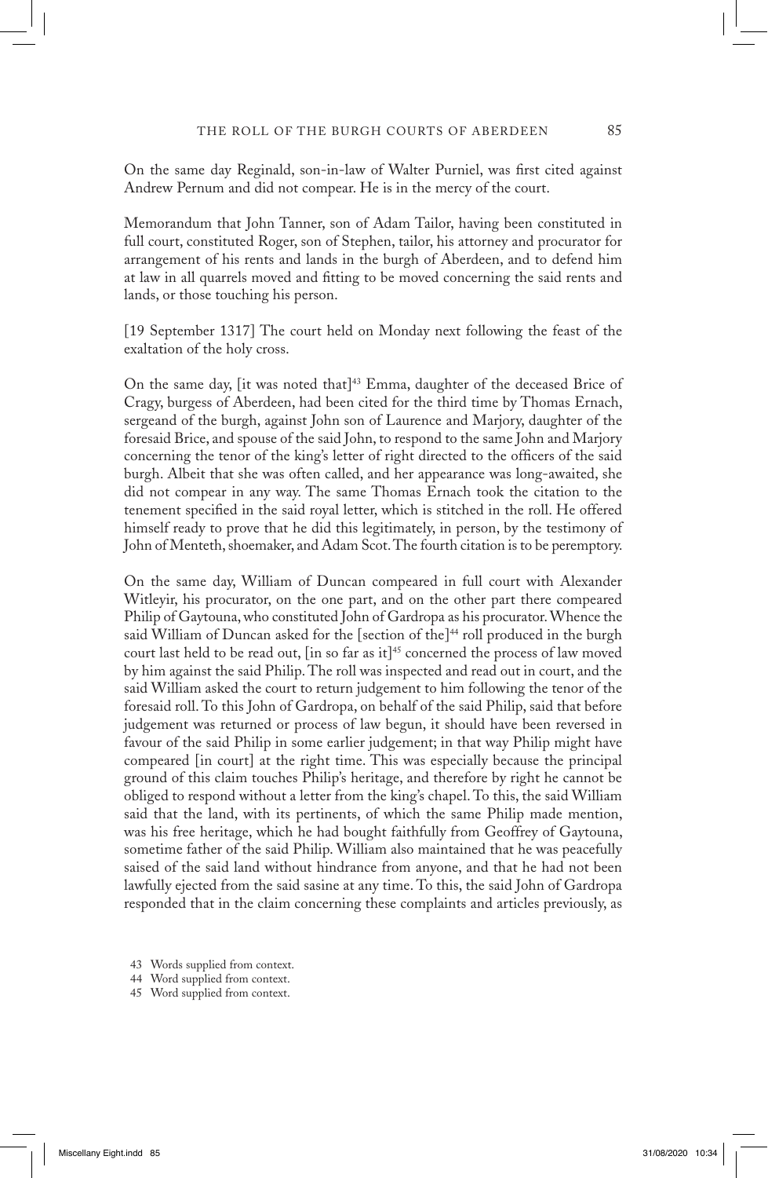On the same day Reginald, son-in-law of Walter Purniel, was first cited against Andrew Pernum and did not compear. He is in the mercy of the court.

Memorandum that John Tanner, son of Adam Tailor, having been constituted in full court, constituted Roger, son of Stephen, tailor, his attorney and procurator for arrangement of his rents and lands in the burgh of Aberdeen, and to defend him at law in all quarrels moved and fitting to be moved concerning the said rents and lands, or those touching his person.

[19 September 1317] The court held on Monday next following the feast of the exaltation of the holy cross.

On the same day, [it was noted that][43] Emma, daughter of the deceased Brice of Cragy, burgess of Aberdeen, had been cited for the third time by Thomas Ernach, sergeand of the burgh, against John son of Laurence and Marjory, daughter of the foresaid Brice, and spouse of the said John, to respond to the same John and Marjory concerning the tenor of the king's letter of right directed to the officers of the said burgh. Albeit that she was often called, and her appearance was long-awaited, she did not compear in any way. The same Thomas Ernach took the citation to the tenement specified in the said royal letter, which is stitched in the roll. He offered himself ready to prove that he did this legitimately, in person, by the testimony of John of Menteth, shoemaker, and Adam Scot. The fourth citation is to be peremptory.

On the same day, William of Duncan compeared in full court with Alexander Witleyir, his procurator, on the one part, and on the other part there compeared Philip of Gaytouna, who constituted John of Gardropa as his procurator. Whence the said William of Duncan asked for the [section of the][44] roll produced in the burgh court last held to be read out, [in so far as it][45] concerned the process of law moved by him against the said Philip. The roll was inspected and read out in court, and the said William asked the court to return judgement to him following the tenor of the foresaid roll. To this John of Gardropa, on behalf of the said Philip, said that before judgement was returned or process of law begun, it should have been reversed in favour of the said Philip in some earlier judgement; in that way Philip might have compeared [in court] at the right time. This was especially because the principal ground of this claim touches Philip's heritage, and therefore by right he cannot be obliged to respond without a letter from the king's chapel. To this, the said William said that the land, with its pertinents, of which the same Philip made mention, was his free heritage, which he had bought faithfully from Geoffrey of Gaytouna, sometime father of the said Philip. William also maintained that he was peacefully saised of the said land without hindrance from anyone, and that he had not been lawfully ejected from the said sasine at any time. To this, the said John of Gardropa responded that in the claim concerning these complaints and articles previously, as

43 Words supplied from context.

44 Word supplied from context.

45 Word supplied from context.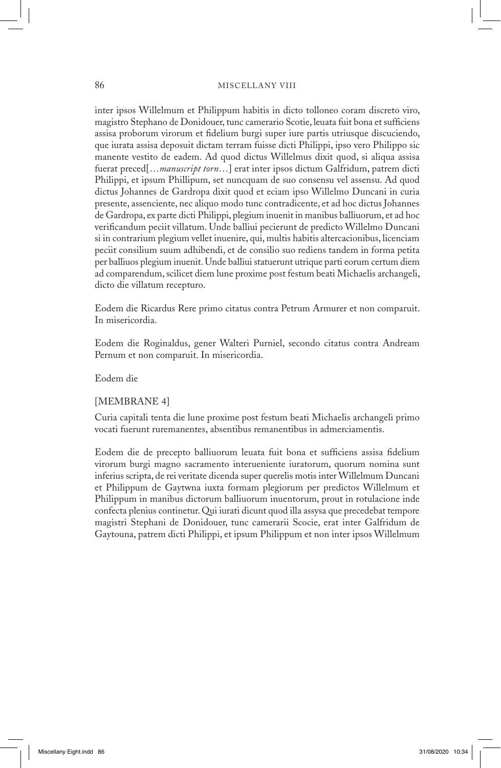inter ipsos Willelmum et Philippum habitis in dicto tolloneo coram discreto viro, magistro Stephano de Donidouer, tunc camerario Scotie, leuata fuit bona et sufficiens assisa proborum virorum et fidelium burgi super iure partis utriusque discuciendo, que iurata assisa deposuit dictam terram fuisse dicti Philippi, ipso vero Philippo sic manente vestito de eadem. Ad quod dictus Willelmus dixit quod, si aliqua assisa fuerat preced[…*manuscript torn*…] erat inter ipsos dictum Galfridum, patrem dicti Philippi, et ipsum Phillipum, set nuncquam de suo consensu vel assensu. Ad quod dictus Johannes de Gardropa dixit quod et eciam ipso Willelmo Duncani in curia presente, assenciente, nec aliquo modo tunc contradicente, et ad hoc dictus Johannes de Gardropa, ex parte dicti Philippi, plegium inuenit in manibus balliuorum, et ad hoc verificandum peciit villatum. Unde balliui pecierunt de predicto Willelmo Duncani si in contrarium plegium vellet inuenire, qui, multis habitis altercacionibus, licenciam peciit consilium suum adhibendi, et de consilio suo rediens tandem in forma petita per balliuos plegium inuenit. Unde balliui statuerunt utrique parti eorum certum diem ad comparendum, scilicet diem lune proxime post festum beati Michaelis archangeli, dicto die villatum recepturo.

Eodem die Ricardus Rere primo citatus contra Petrum Armurer et non comparuit. In misericordia.

Eodem die Roginaldus, gener Walteri Purniel, secondo citatus contra Andream Pernum et non comparuit. In misericordia.

Eodem die

[MEMBRANE 4]

Curia capitali tenta die lune proxime post festum beati Michaelis archangeli primo vocati fuerunt ruremanentes, absentibus remanentibus in admerciamentis.

Eodem die de precepto balliuorum leuata fuit bona et sufficiens assisa fidelium virorum burgi magno sacramento interueniente iuratorum, quorum nomina sunt inferius scripta, de rei veritate dicenda super querelis motis inter Willelmum Duncani et Philippum de Gaytwna iuxta formam plegiorum per predictos Willelmum et Philippum in manibus dictorum balliuorum inuentorum, prout in rotulacione inde confecta plenius continetur. Qui iurati dicunt quod illa assysa que precedebat tempore magistri Stephani de Donidouer, tunc camerarii Scocie, erat inter Galfridum de Gaytouna, patrem dicti Philippi, et ipsum Philippum et non inter ipsos Willelmum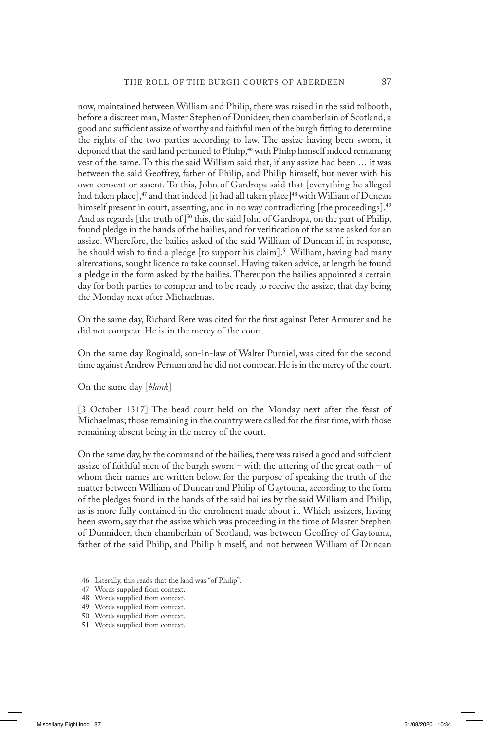now, maintained between William and Philip, there was raised in the said tolbooth, before a discreet man, Master Stephen of Dunideer, then chamberlain of Scotland, a good and sufficient assize of worthy and faithful men of the burgh fitting to determine the rights of the two parties according to law. The assize having been sworn, it deponed that the said land pertained to Philip,[46] with Philip himself indeed remaining vest of the same. To this the said William said that, if any assize had been … it was between the said Geoffrey, father of Philip, and Philip himself, but never with his own consent or assent. To this, John of Gardropa said that [everything he alleged had taken place],[47] and that indeed [it had all taken place][48] with William of Duncan himself present in court, assenting, and in no way contradicting [the proceedings].[49] And as regards [the truth of ][50] this, the said John of Gardropa, on the part of Philip, found pledge in the hands of the bailies, and for verification of the same asked for an assize. Wherefore, the bailies asked of the said William of Duncan if, in response, he should wish to find a pledge [to support his claim].[51] William, having had many altercations, sought licence to take counsel. Having taken advice, at length he found a pledge in the form asked by the bailies. Thereupon the bailies appointed a certain day for both parties to compear and to be ready to receive the assize, that day being the Monday next after Michaelmas.

On the same day, Richard Rere was cited for the first against Peter Armurer and he did not compear. He is in the mercy of the court.

On the same day Roginald, son-in-law of Walter Purniel, was cited for the second time against Andrew Pernum and he did not compear. He is in the mercy of the court.

On the same day [*blank*]

[3 October 1317] The head court held on the Monday next after the feast of Michaelmas; those remaining in the country were called for the first time, with those remaining absent being in the mercy of the court.

On the same day, by the command of the bailies, there was raised a good and sufficient assize of faithful men of the burgh sworn – with the uttering of the great oath – of whom their names are written below, for the purpose of speaking the truth of the matter between William of Duncan and Philip of Gaytouna, according to the form of the pledges found in the hands of the said bailies by the said William and Philip, as is more fully contained in the enrolment made about it. Which assizers, having been sworn, say that the assize which was proceeding in the time of Master Stephen of Dunnideer, then chamberlain of Scotland, was between Geoffrey of Gaytouna, father of the said Philip, and Philip himself, and not between William of Duncan

46 Literally, this reads that the land was "of Philip".
47 Words supplied from context.
48 Words supplied from context.
49 Words supplied from context.
50 Words supplied from context.
51 Words supplied from context.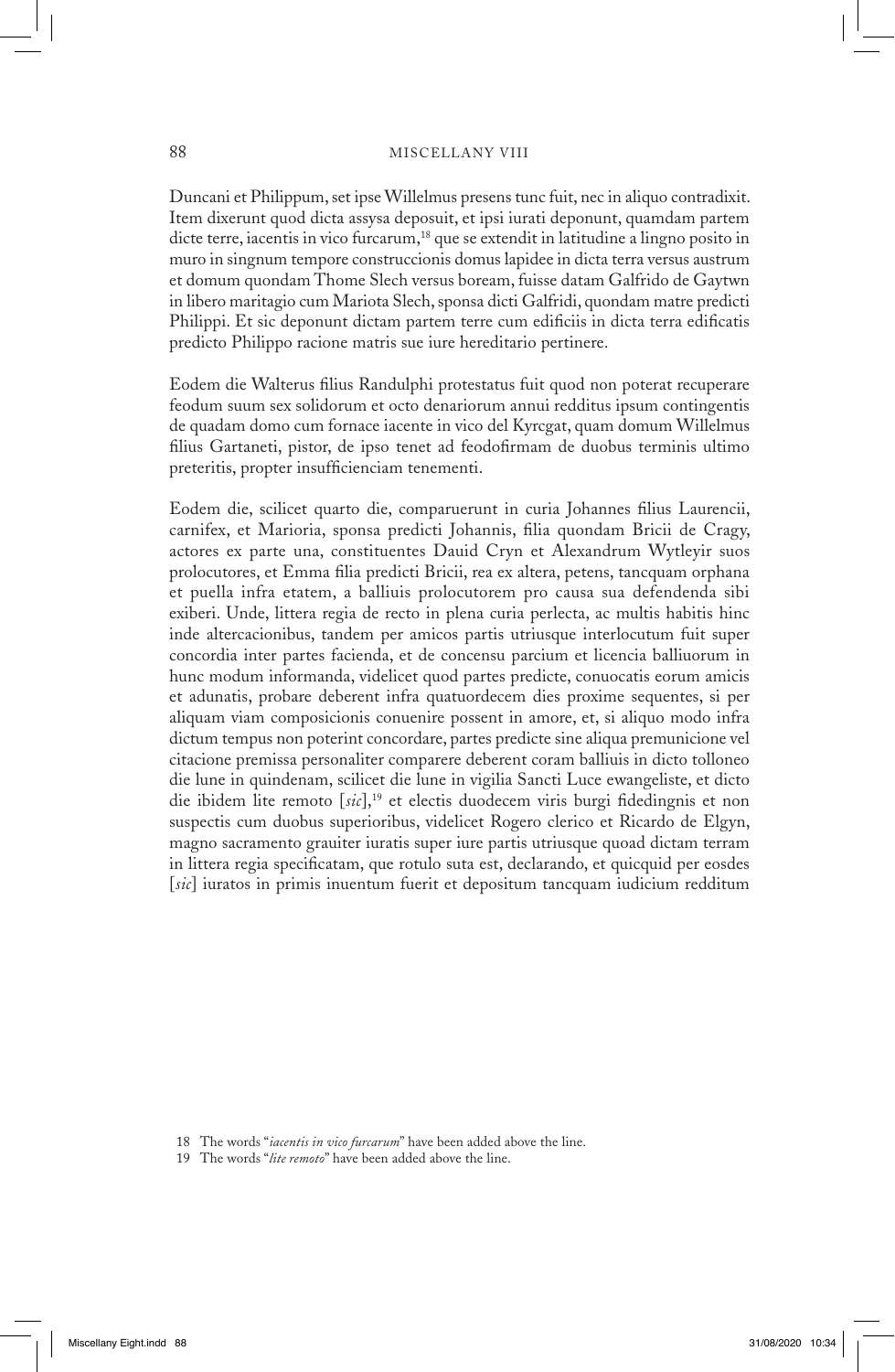Duncani et Philippum, set ipse Willelmus presens tunc fuit, nec in aliquo contradixit. Item dixerunt quod dicta assysa deposuit, et ipsi iurati deponunt, quamdam partem dicte terre, iacentis in vico furcarum,[18] que se extendit in latitudine a lingno posito in muro in singnum tempore construccionis domus lapidee in dicta terra versus austrum et domum quondam Thome Slech versus boream, fuisse datam Galfrido de Gaytwn in libero maritagio cum Mariota Slech, sponsa dicti Galfridi, quondam matre predicti Philippi. Et sic deponunt dictam partem terre cum edificiis in dicta terra edificatis predicto Philippo racione matris sue iure hereditario pertinere.

Eodem die Walterus filius Randulphi protestatus fuit quod non poterat recuperare feodum suum sex solidorum et octo denariorum annui redditus ipsum contingentis de quadam domo cum fornace iacente in vico del Kyrcgat, quam domum Willelmus filius Gartaneti, pistor, de ipso tenet ad feodofirmam de duobus terminis ultimo preteritis, propter insufficienciam tenementi.

Eodem die, scilicet quarto die, comparuerunt in curia Johannes filius Laurencii, carnifex, et Marioria, sponsa predicti Johannis, filia quondam Bricii de Cragy, actores ex parte una, constituentes Dauid Cryn et Alexandrum Wytleyir suos prolocutores, et Emma filia predicti Bricii, rea ex altera, petens, tancquam orphana et puella infra etatem, a balliuis prolocutorem pro causa sua defendenda sibi exiberi. Unde, littera regia de recto in plena curia perlecta, ac multis habitis hinc inde altercacionibus, tandem per amicos partis utriusque interlocutum fuit super concordia inter partes facienda, et de concensu parcium et licencia balliuorum in hunc modum informanda, videlicet quod partes predicte, conuocatis eorum amicis et adunatis, probare deberent infra quatuordecem dies proxime sequentes, si per aliquam viam composicionis conuenire possent in amore, et, si aliquo modo infra dictum tempus non poterint concordare, partes predicte sine aliqua premunicione vel citacione premissa personaliter comparere deberent coram balliuis in dicto tolloneo die lune in quindenam, scilicet die lune in vigilia Sancti Luce ewangeliste, et dicto die ibidem lite remoto [*sic*],[19] et electis duodecem viris burgi fidedingnis et non suspectis cum duobus superioribus, videlicet Rogero clerico et Ricardo de Elgyn, magno sacramento grauiter iuratis super iure partis utriusque quoad dictam terram in littera regia specificatam, que rotulo suta est, declarando, et quicquid per eosdes [*sic*] iuratos in primis inuentum fuerit et depositum tancquam iudicium redditum

18 The words "*iacentis in vico furcarum*" have been added above the line.

19 The words "*lite remoto*" have been added above the line.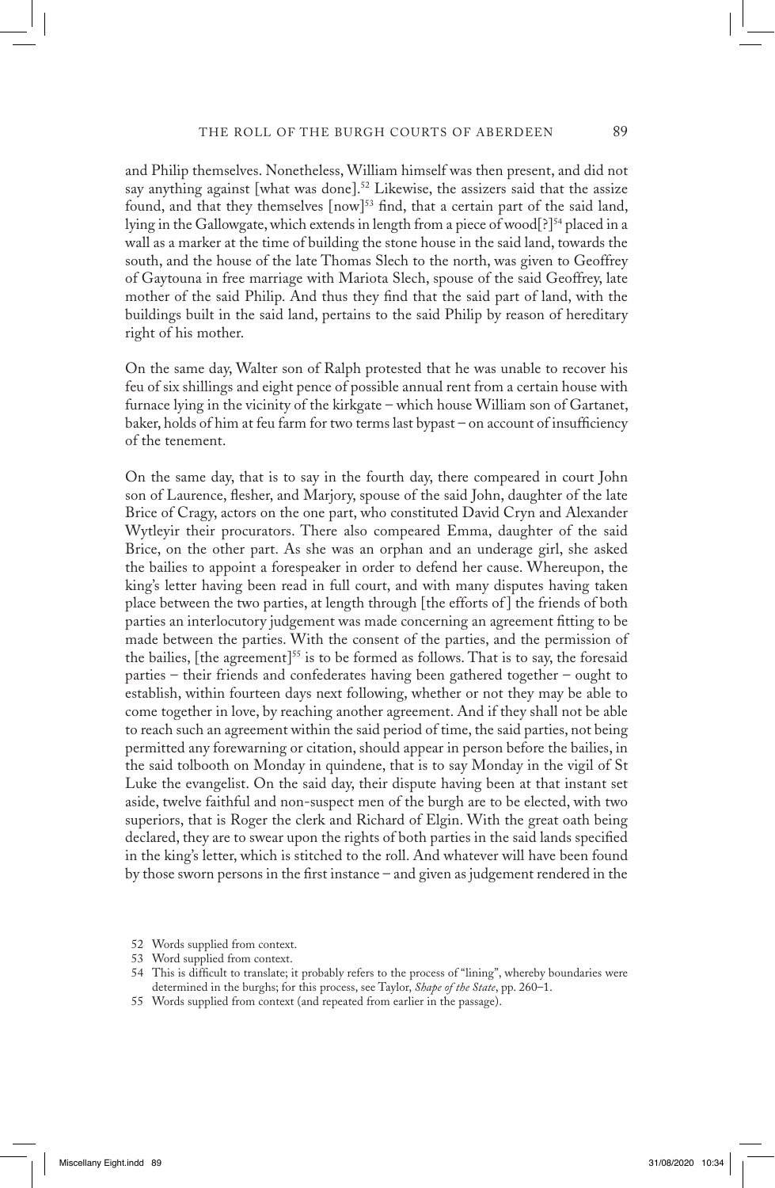and Philip themselves. Nonetheless, William himself was then present, and did not say anything against [what was done].[52] Likewise, the assizers said that the assize found, and that they themselves [now][53] find, that a certain part of the said land, lying in the Gallowgate, which extends in length from a piece of wood[?][54] placed in a wall as a marker at the time of building the stone house in the said land, towards the south, and the house of the late Thomas Slech to the north, was given to Geoffrey of Gaytouna in free marriage with Mariota Slech, spouse of the said Geoffrey, late mother of the said Philip. And thus they find that the said part of land, with the buildings built in the said land, pertains to the said Philip by reason of hereditary right of his mother.

On the same day, Walter son of Ralph protested that he was unable to recover his feu of six shillings and eight pence of possible annual rent from a certain house with furnace lying in the vicinity of the kirkgate – which house William son of Gartanet, baker, holds of him at feu farm for two terms last bypast – on account of insufficiency of the tenement.

On the same day, that is to say in the fourth day, there compeared in court John son of Laurence, flesher, and Marjory, spouse of the said John, daughter of the late Brice of Cragy, actors on the one part, who constituted David Cryn and Alexander Wytleyir their procurators. There also compeared Emma, daughter of the said Brice, on the other part. As she was an orphan and an underage girl, she asked the bailies to appoint a forespeaker in order to defend her cause. Whereupon, the king's letter having been read in full court, and with many disputes having taken place between the two parties, at length through [the efforts of] the friends of both parties an interlocutory judgement was made concerning an agreement fitting to be made between the parties. With the consent of the parties, and the permission of the bailies, [the agreement][55] is to be formed as follows. That is to say, the foresaid parties – their friends and confederates having been gathered together – ought to establish, within fourteen days next following, whether or not they may be able to come together in love, by reaching another agreement. And if they shall not be able to reach such an agreement within the said period of time, the said parties, not being permitted any forewarning or citation, should appear in person before the bailies, in the said tolbooth on Monday in quindene, that is to say Monday in the vigil of St Luke the evangelist. On the said day, their dispute having been at that instant set aside, twelve faithful and non-suspect men of the burgh are to be elected, with two superiors, that is Roger the clerk and Richard of Elgin. With the great oath being declared, they are to swear upon the rights of both parties in the said lands specified in the king's letter, which is stitched to the roll. And whatever will have been found by those sworn persons in the first instance – and given as judgement rendered in the

52 Words supplied from context.

53 Word supplied from context.

54 This is difficult to translate; it probably refers to the process of "lining", whereby boundaries were determined in the burghs; for this process, see Taylor, *Shape of the State*, pp. 260–1.

55 Words supplied from context (and repeated from earlier in the passage).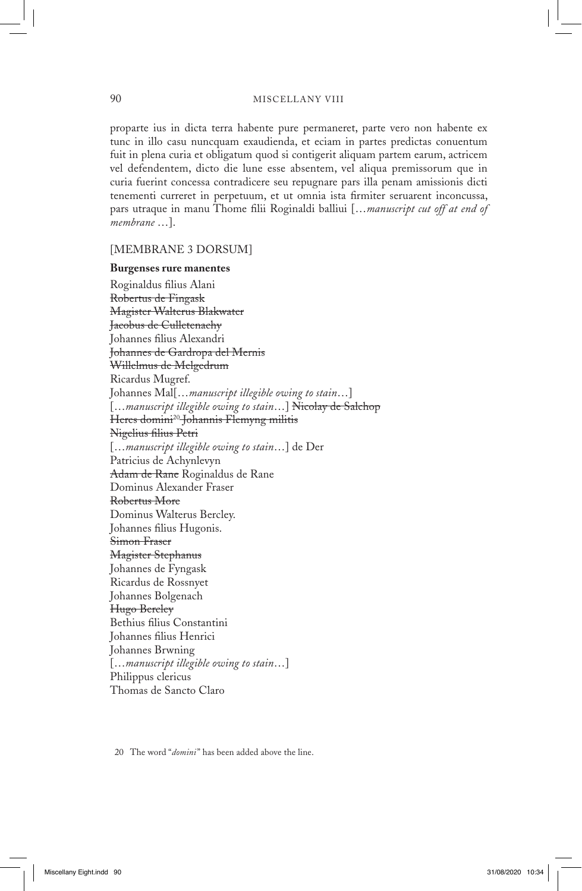proparte ius in dicta terra habente pure permaneret, parte vero non habente ex tunc in illo casu nuncquam exaudienda, et eciam in partes predictas conuentum fuit in plena curia et obligatum quod si contigerit aliquam partem earum, actricem vel defendentem, dicto die lune esse absentem, vel aliqua premissorum que in curia fuerint concessa contradicere seu repugnare pars illa penam amissionis dicti tenementi curreret in perpetuum, et ut omnia ista firmiter seruarent inconcussa, pars utraque in manu Thome filii Roginaldi balliui […*manuscript cut off at end of membrane* …].

[MEMBRANE 3 DORSUM]

**Burgenses rure manentes**

Roginaldus filius Alani
~~Robertus de Fingask~~
~~Magister Walterus Blakwater~~
~~Jacobus de Culletenachy~~
Johannes filius Alexandri
~~Johannes de Gardropa del Mernis~~
~~Willelmus de Melgedrum~~
Ricardus Mugref.
Johannes Mal[…*manuscript illegible owing to stain*…]
[…*manuscript illegible owing to stain*…] ~~Nicolay de Salchop~~
~~Heres domini~~[20] ~~Johannis Flemyng militis~~
~~Nigelius filius Petri~~
[…*manuscript illegible owing to stain*…] de Der
Patricius de Achynlevyn
~~Adam de Rane~~ Roginaldus de Rane
Dominus Alexander Fraser
~~Robertus More~~
Dominus Walterus Bercley.
Johannes filius Hugonis.
~~Simon Fraser~~
~~Magister Stephanus~~
Johannes de Fyngask
Ricardus de Rossnyet
Johannes Bolgenach
~~Hugo Bercley~~
Bethius filius Constantini
Johannes filius Henrici
Johannes Brwning
[…*manuscript illegible owing to stain*…]
Philippus clericus
Thomas de Sancto Claro

20 The word "*domini*" has been added above the line.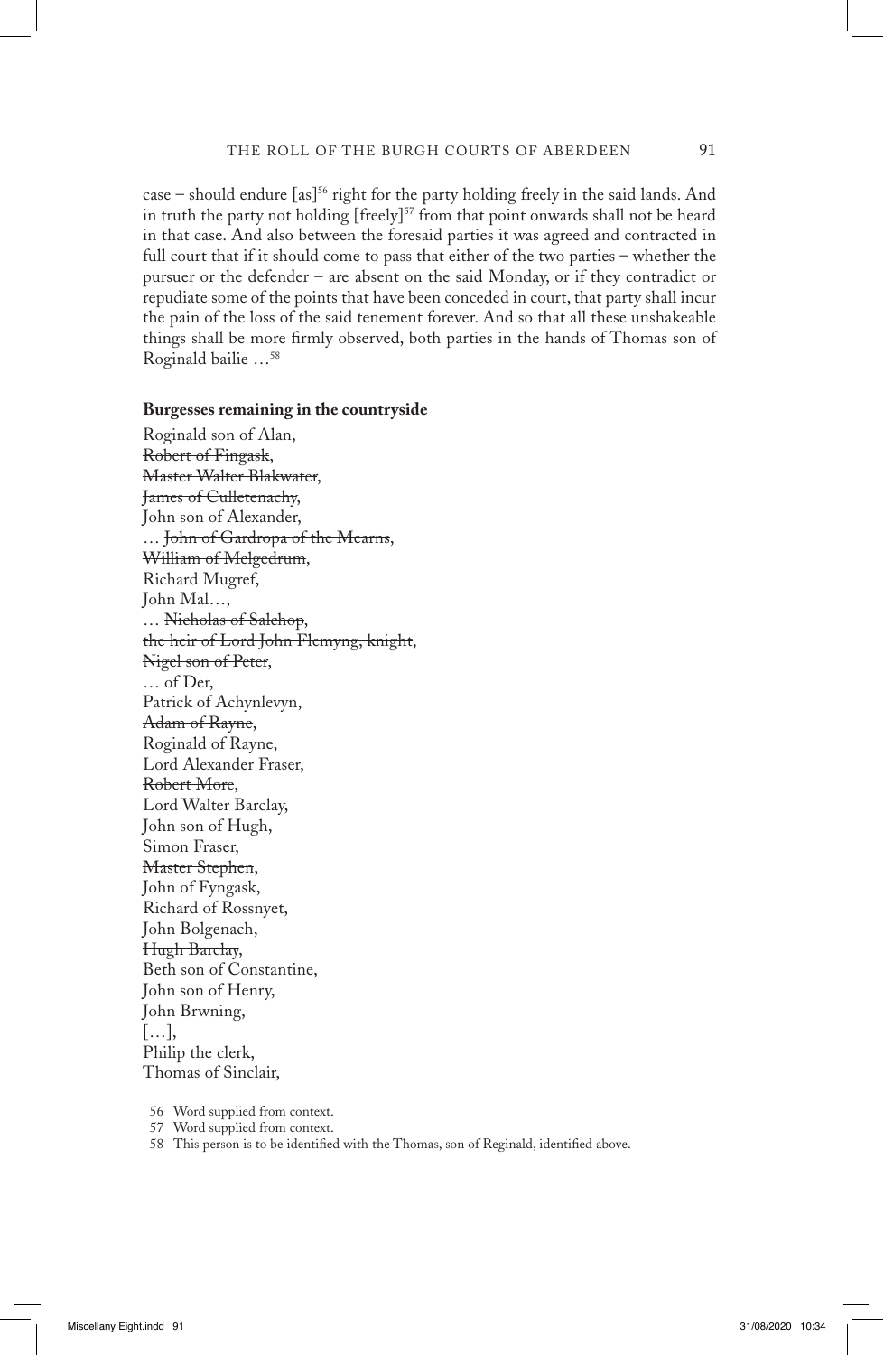case – should endure [as][56] right for the party holding freely in the said lands. And in truth the party not holding [freely][57] from that point onwards shall not be heard in that case. And also between the foresaid parties it was agreed and contracted in full court that if it should come to pass that either of the two parties – whether the pursuer or the defender – are absent on the said Monday, or if they contradict or repudiate some of the points that have been conceded in court, that party shall incur the pain of the loss of the said tenement forever. And so that all these unshakeable things shall be more firmly observed, both parties in the hands of Thomas son of Roginald bailie …[58]

**Burgesses remaining in the countryside**

Roginald son of Alan,
~~Robert of Fingask~~,
~~Master Walter Blakwater~~,
~~James of Culletenachy~~,
John son of Alexander,
… ~~John of Gardropa of the Mearns~~,
~~William of Melgedrum~~,
Richard Mugref,
John Mal…,
… ~~Nicholas of Salchop~~,
~~the heir of Lord John Flemyng, knight~~,
~~Nigel son of Peter~~,
… of Der,
Patrick of Achynlevyn,
~~Adam of Rayne~~,
Roginald of Rayne,
Lord Alexander Fraser,
~~Robert More~~,
Lord Walter Barclay,
John son of Hugh,
~~Simon Fraser~~,
~~Master Stephen~~,
John of Fyngask,
Richard of Rossnyet,
John Bolgenach,
~~Hugh Barclay~~,
Beth son of Constantine,
John son of Henry,
John Brwning,
[…],
Philip the clerk,
Thomas of Sinclair,

56 Word supplied from context.

57 Word supplied from context.

58 This person is to be identified with the Thomas, son of Reginald, identified above.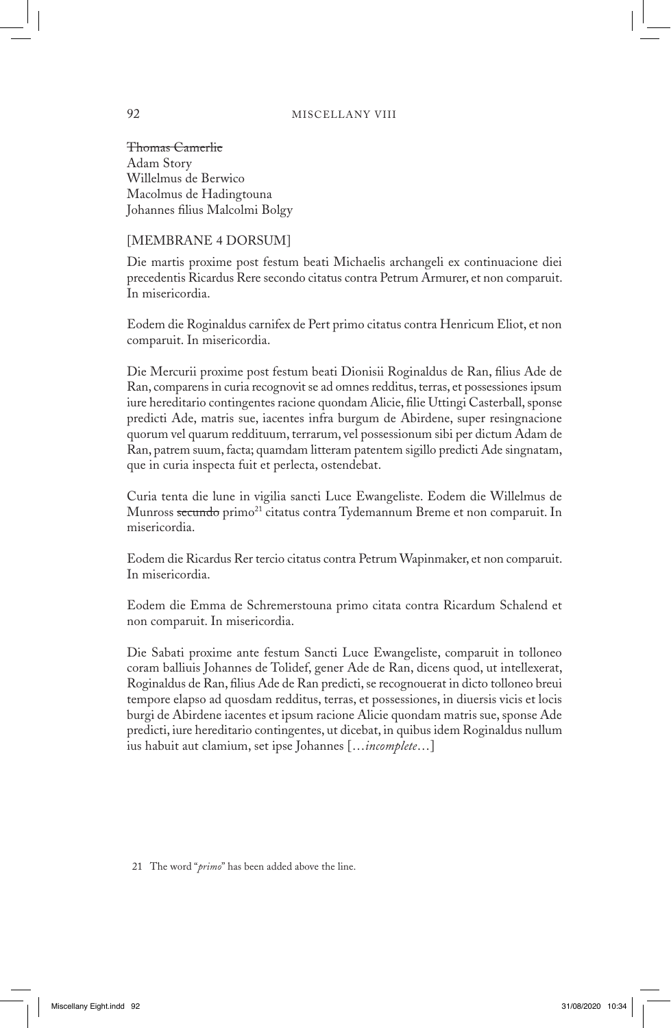~~Thomas Camerlic~~  
Adam Story  
Willelmus de Berwico  
Macolmus de Hadingtouna  
Johannes filius Malcolmi Bolgy

[MEMBRANE 4 DORSUM]

Die martis proxime post festum beati Michaelis archangeli ex continuacione diei precedentis Ricardus Rere secondo citatus contra Petrum Armurer, et non comparuit. In misericordia.

Eodem die Roginaldus carnifex de Pert primo citatus contra Henricum Eliot, et non comparuit. In misericordia.

Die Mercurii proxime post festum beati Dionisii Roginaldus de Ran, filius Ade de Ran, comparens in curia recognovit se ad omnes redditus, terras, et possessiones ipsum iure hereditario contingentes racione quondam Alicie, filie Uttingi Casterball, sponse predicti Ade, matris sue, iacentes infra burgum de Abirdene, super resingnacione quorum vel quarum reddituum, terrarum, vel possessionum sibi per dictum Adam de Ran, patrem suum, facta; quamdam litteram patentem sigillo predicti Ade singnatam, que in curia inspecta fuit et perlecta, ostendebat.

Curia tenta die lune in vigilia sancti Luce Ewangeliste. Eodem die Willelmus de Munross ~~secundo~~ primo[21] citatus contra Tydemannum Breme et non comparuit. In misericordia.

Eodem die Ricardus Rer tercio citatus contra Petrum Wapinmaker, et non comparuit. In misericordia.

Eodem die Emma de Schremerstouna primo citata contra Ricardum Schalend et non comparuit. In misericordia.

Die Sabati proxime ante festum Sancti Luce Ewangeliste, comparuit in tolloneo coram balliuis Johannes de Tolidef, gener Ade de Ran, dicens quod, ut intellexerat, Roginaldus de Ran, filius Ade de Ran predicti, se recognouerat in dicto tolloneo breui tempore elapso ad quosdam redditus, terras, et possessiones, in diuersis vicis et locis burgi de Abirdene iacentes et ipsum racione Alicie quondam matris sue, sponse Ade predicti, iure hereditario contingentes, ut dicebat, in quibus idem Roginaldus nullum ius habuit aut clamium, set ipse Johannes [...*incomplete*...]

---

21 The word "*primo*" has been added above the line.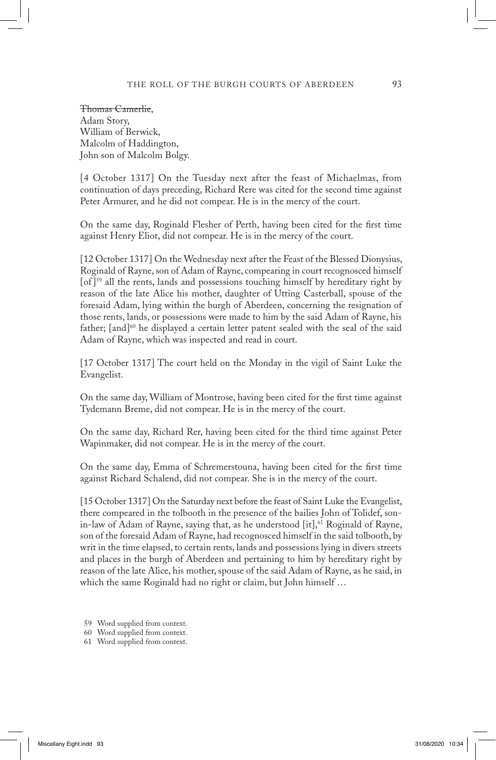~~Thomas Camerlic~~,
Adam Story,
William of Berwick,
Malcolm of Haddington,
John son of Malcolm Bolgy.

[4 October 1317] On the Tuesday next after the feast of Michaelmas, from continuation of days preceding, Richard Rere was cited for the second time against Peter Armurer, and he did not compear. He is in the mercy of the court.

On the same day, Roginald Flesher of Perth, having been cited for the first time against Henry Eliot, did not compear. He is in the mercy of the court.

[12 October 1317] On the Wednesday next after the Feast of the Blessed Dionysius, Roginald of Rayne, son of Adam of Rayne, compearing in court recognosced himself [of][59] all the rents, lands and possessions touching himself by hereditary right by reason of the late Alice his mother, daughter of Utting Casterball, spouse of the foresaid Adam, lying within the burgh of Aberdeen, concerning the resignation of those rents, lands, or possessions were made to him by the said Adam of Rayne, his father; [and][60] he displayed a certain letter patent sealed with the seal of the said Adam of Rayne, which was inspected and read in court.

[17 October 1317] The court held on the Monday in the vigil of Saint Luke the Evangelist.

On the same day, William of Montrose, having been cited for the first time against Tydemann Breme, did not compear. He is in the mercy of the court.

On the same day, Richard Rer, having been cited for the third time against Peter Wapinmaker, did not compear. He is in the mercy of the court.

On the same day, Emma of Schremerstouna, having been cited for the first time against Richard Schalend, did not compear. She is in the mercy of the court.

[15 October 1317] On the Saturday next before the feast of Saint Luke the Evangelist, there compeared in the tolbooth in the presence of the bailies John of Tolidef, son-in-law of Adam of Rayne, saying that, as he understood [it],[61] Roginald of Rayne, son of the foresaid Adam of Rayne, had recognosced himself in the said tolbooth, by writ in the time elapsed, to certain rents, lands and possessions lying in divers streets and places in the burgh of Aberdeen and pertaining to him by hereditary right by reason of the late Alice, his mother, spouse of the said Adam of Rayne, as he said, in which the same Roginald had no right or claim, but John himself …

59 Word supplied from context.

60 Word supplied from context.

61 Word supplied from context.